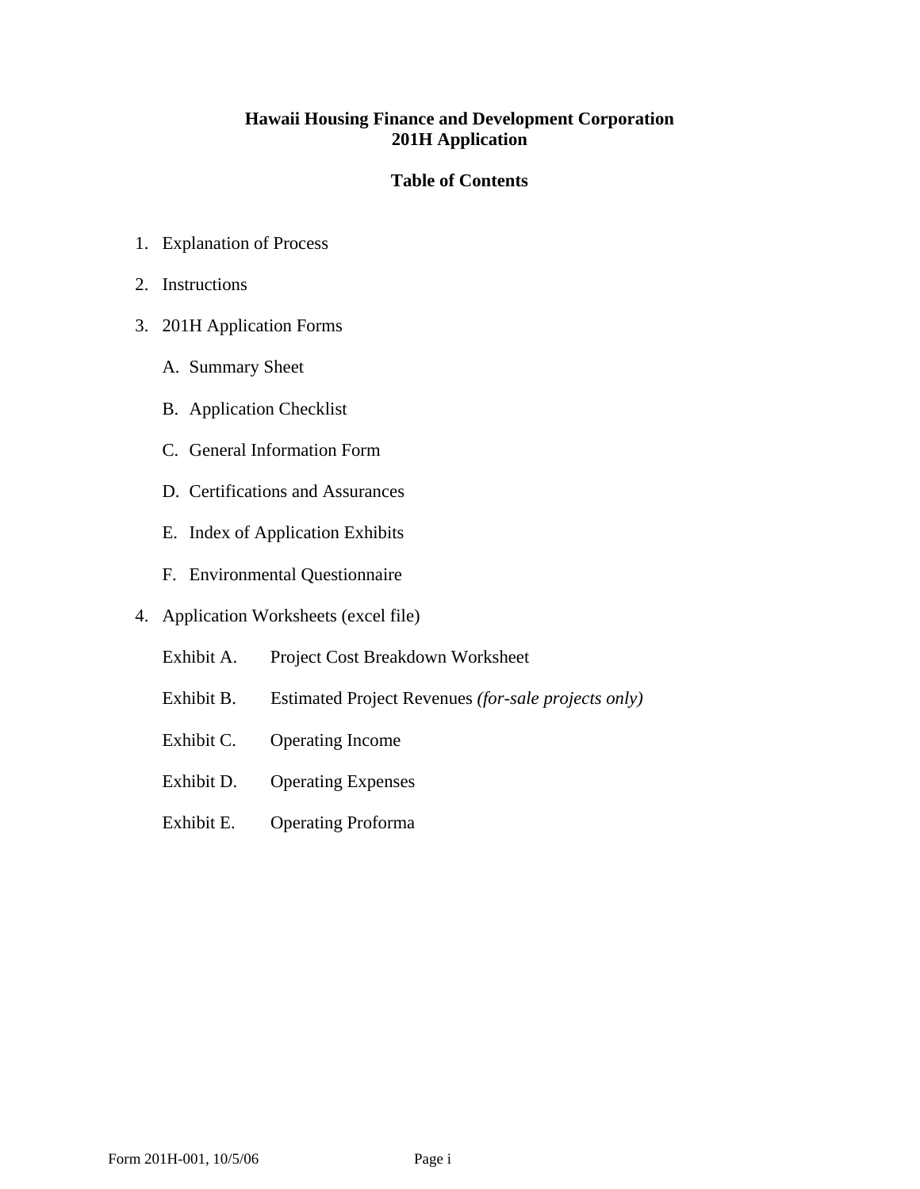# Hawaii Housing Finance and Development Corporation
# 201H Application

## Table of Contents

1. Explanation of Process
2. Instructions
3. 201H Application Forms
   - A. Summary Sheet
   - B. Application Checklist
   - C. General Information Form
   - D. Certifications and Assurances
   - E. Index of Application Exhibits
   - F. Environmental Questionnaire
4. Application Worksheets (excel file)
   - Exhibit A. Project Cost Breakdown Worksheet
   - Exhibit B. Estimated Project Revenues *(for-sale projects only)*
   - Exhibit C. Operating Income
   - Exhibit D. Operating Expenses
   - Exhibit E. Operating Proforma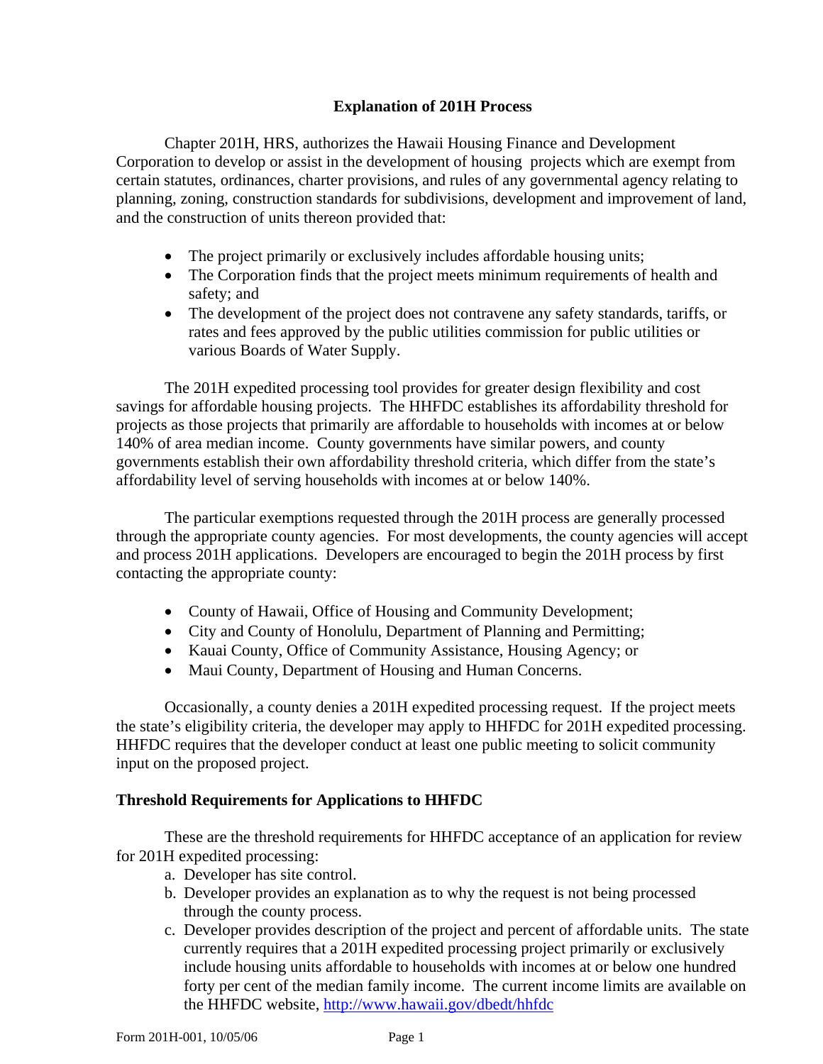# Explanation of 201H Process

Chapter 201H, HRS, authorizes the Hawaii Housing Finance and Development Corporation to develop or assist in the development of housing projects which are exempt from certain statutes, ordinances, charter provisions, and rules of any governmental agency relating to planning, zoning, construction standards for subdivisions, development and improvement of land, and the construction of units thereon provided that:

- The project primarily or exclusively includes affordable housing units;
- The Corporation finds that the project meets minimum requirements of health and safety; and
- The development of the project does not contravene any safety standards, tariffs, or rates and fees approved by the public utilities commission for public utilities or various Boards of Water Supply.

The 201H expedited processing tool provides for greater design flexibility and cost savings for affordable housing projects. The HHFDC establishes its affordability threshold for projects as those projects that primarily are affordable to households with incomes at or below 140% of area median income. County governments have similar powers, and county governments establish their own affordability threshold criteria, which differ from the state's affordability level of serving households with incomes at or below 140%.

The particular exemptions requested through the 201H process are generally processed through the appropriate county agencies. For most developments, the county agencies will accept and process 201H applications. Developers are encouraged to begin the 201H process by first contacting the appropriate county:

- County of Hawaii, Office of Housing and Community Development;
- City and County of Honolulu, Department of Planning and Permitting;
- Kauai County, Office of Community Assistance, Housing Agency; or
- Maui County, Department of Housing and Human Concerns.

Occasionally, a county denies a 201H expedited processing request. If the project meets the state's eligibility criteria, the developer may apply to HHFDC for 201H expedited processing. HHFDC requires that the developer conduct at least one public meeting to solicit community input on the proposed project.

## Threshold Requirements for Applications to HHFDC

These are the threshold requirements for HHFDC acceptance of an application for review for 201H expedited processing:

a. Developer has site control.
b. Developer provides an explanation as to why the request is not being processed through the county process.
c. Developer provides description of the project and percent of affordable units. The state currently requires that a 201H expedited processing project primarily or exclusively include housing units affordable to households with incomes at or below one hundred forty per cent of the median family income. The current income limits are available on the HHFDC website, http://www.hawaii.gov/dbedt/hhfdc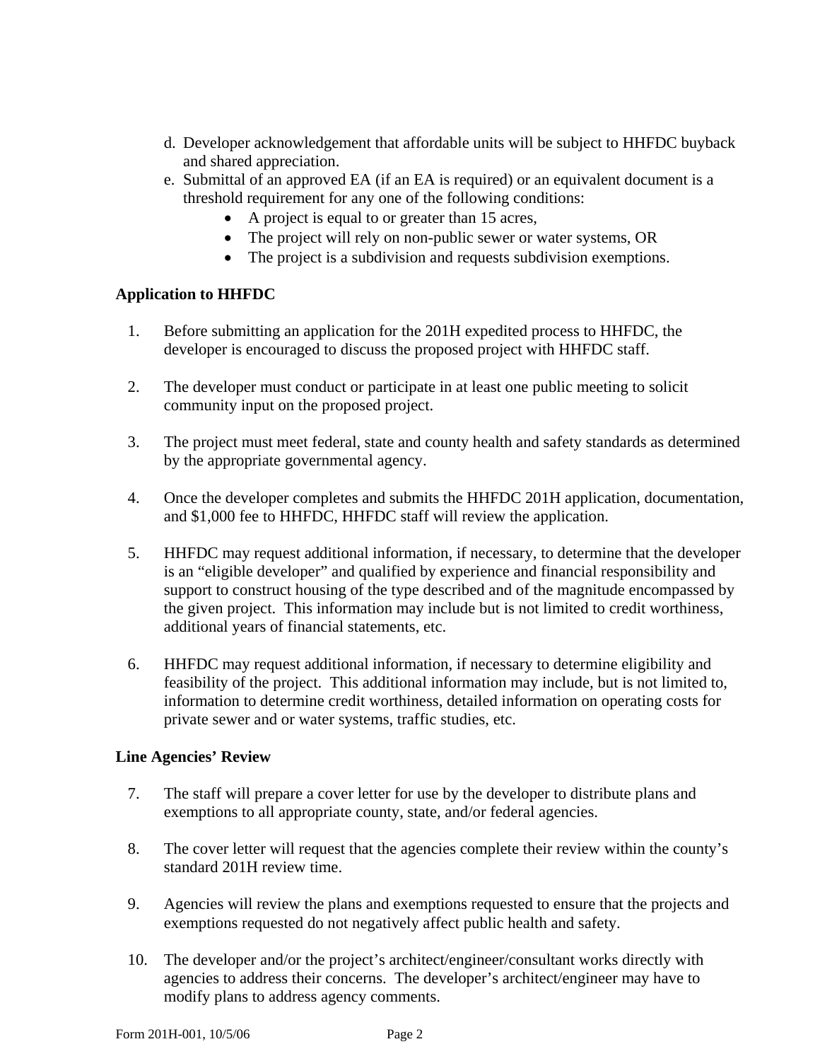d. Developer acknowledgement that affordable units will be subject to HHFDC buyback and shared appreciation.
e. Submittal of an approved EA (if an EA is required) or an equivalent document is a threshold requirement for any one of the following conditions:
    - A project is equal to or greater than 15 acres,
    - The project will rely on non-public sewer or water systems, OR
    - The project is a subdivision and requests subdivision exemptions.

**Application to HHFDC**

1. Before submitting an application for the 201H expedited process to HHFDC, the developer is encouraged to discuss the proposed project with HHFDC staff.

2. The developer must conduct or participate in at least one public meeting to solicit community input on the proposed project.

3. The project must meet federal, state and county health and safety standards as determined by the appropriate governmental agency.

4. Once the developer completes and submits the HHFDC 201H application, documentation, and $1,000 fee to HHFDC, HHFDC staff will review the application.

5. HHFDC may request additional information, if necessary, to determine that the developer is an "eligible developer" and qualified by experience and financial responsibility and support to construct housing of the type described and of the magnitude encompassed by the given project. This information may include but is not limited to credit worthiness, additional years of financial statements, etc.

6. HHFDC may request additional information, if necessary to determine eligibility and feasibility of the project. This additional information may include, but is not limited to, information to determine credit worthiness, detailed information on operating costs for private sewer and or water systems, traffic studies, etc.

**Line Agencies' Review**

7. The staff will prepare a cover letter for use by the developer to distribute plans and exemptions to all appropriate county, state, and/or federal agencies.

8. The cover letter will request that the agencies complete their review within the county's standard 201H review time.

9. Agencies will review the plans and exemptions requested to ensure that the projects and exemptions requested do not negatively affect public health and safety.

10. The developer and/or the project's architect/engineer/consultant works directly with agencies to address their concerns. The developer's architect/engineer may have to modify plans to address agency comments.

Form 201H-001, 10/5/06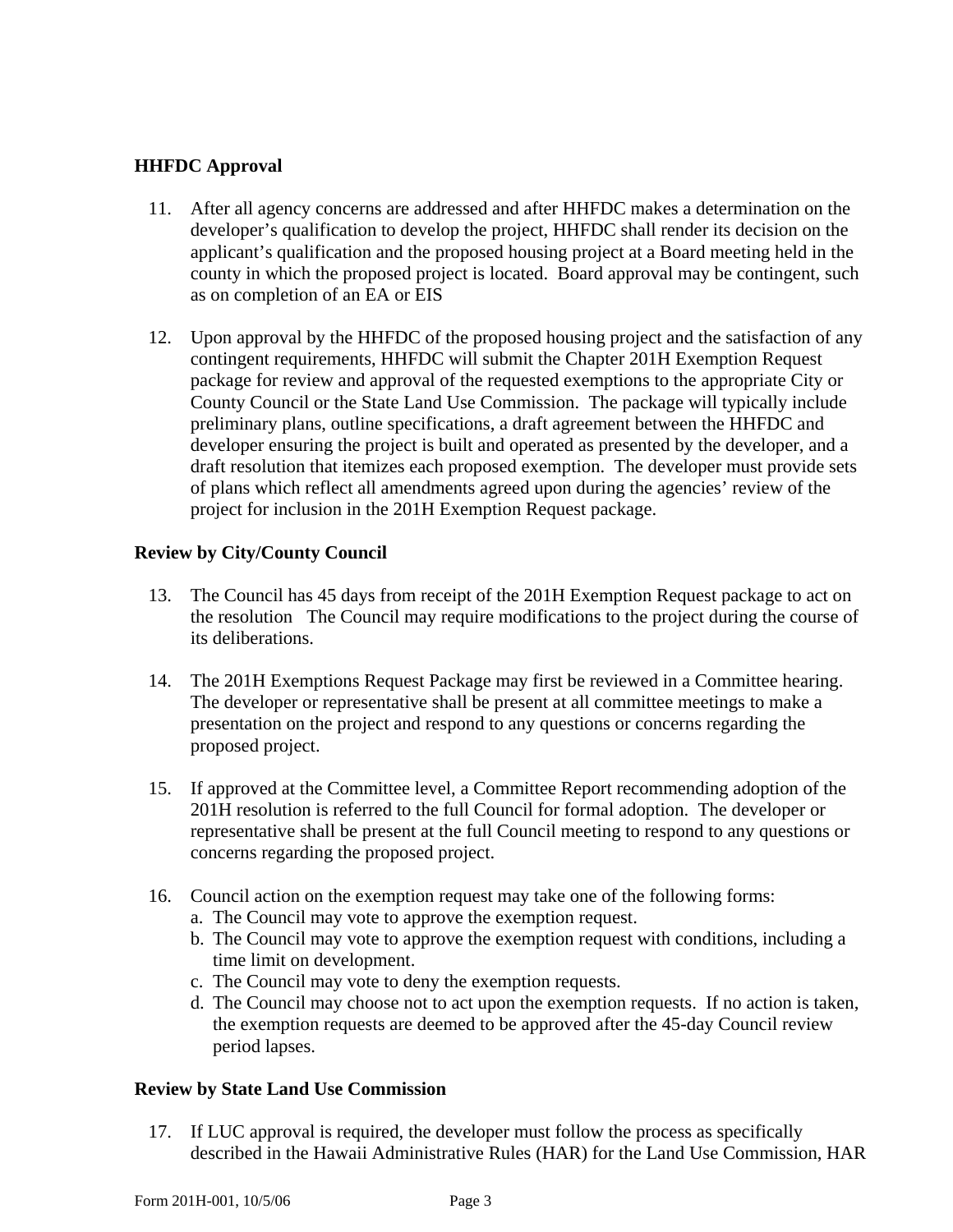**HHFDC Approval**

11. After all agency concerns are addressed and after HHFDC makes a determination on the developer's qualification to develop the project, HHFDC shall render its decision on the applicant's qualification and the proposed housing project at a Board meeting held in the county in which the proposed project is located. Board approval may be contingent, such as on completion of an EA or EIS

12. Upon approval by the HHFDC of the proposed housing project and the satisfaction of any contingent requirements, HHFDC will submit the Chapter 201H Exemption Request package for review and approval of the requested exemptions to the appropriate City or County Council or the State Land Use Commission. The package will typically include preliminary plans, outline specifications, a draft agreement between the HHFDC and developer ensuring the project is built and operated as presented by the developer, and a draft resolution that itemizes each proposed exemption. The developer must provide sets of plans which reflect all amendments agreed upon during the agencies' review of the project for inclusion in the 201H Exemption Request package.

**Review by City/County Council**

13. The Council has 45 days from receipt of the 201H Exemption Request package to act on the resolution The Council may require modifications to the project during the course of its deliberations.

14. The 201H Exemptions Request Package may first be reviewed in a Committee hearing. The developer or representative shall be present at all committee meetings to make a presentation on the project and respond to any questions or concerns regarding the proposed project.

15. If approved at the Committee level, a Committee Report recommending adoption of the 201H resolution is referred to the full Council for formal adoption. The developer or representative shall be present at the full Council meeting to respond to any questions or concerns regarding the proposed project.

16. Council action on the exemption request may take one of the following forms:
    a. The Council may vote to approve the exemption request.
    b. The Council may vote to approve the exemption request with conditions, including a time limit on development.
    c. The Council may vote to deny the exemption requests.
    d. The Council may choose not to act upon the exemption requests. If no action is taken, the exemption requests are deemed to be approved after the 45-day Council review period lapses.

**Review by State Land Use Commission**

17. If LUC approval is required, the developer must follow the process as specifically described in the Hawaii Administrative Rules (HAR) for the Land Use Commission, HAR

Form 201H-001, 10/5/06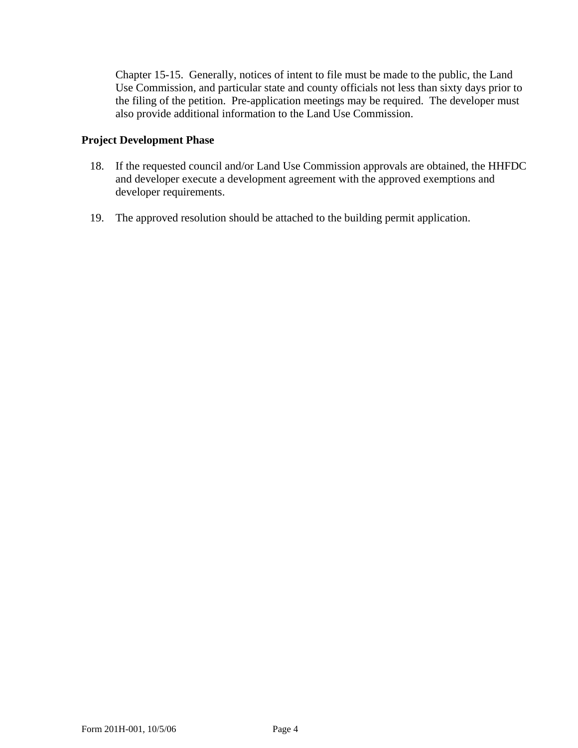Chapter 15-15. Generally, notices of intent to file must be made to the public, the Land Use Commission, and particular state and county officials not less than sixty days prior to the filing of the petition. Pre-application meetings may be required. The developer must also provide additional information to the Land Use Commission.

**Project Development Phase**

18. If the requested council and/or Land Use Commission approvals are obtained, the HHFDC and developer execute a development agreement with the approved exemptions and developer requirements.

19. The approved resolution should be attached to the building permit application.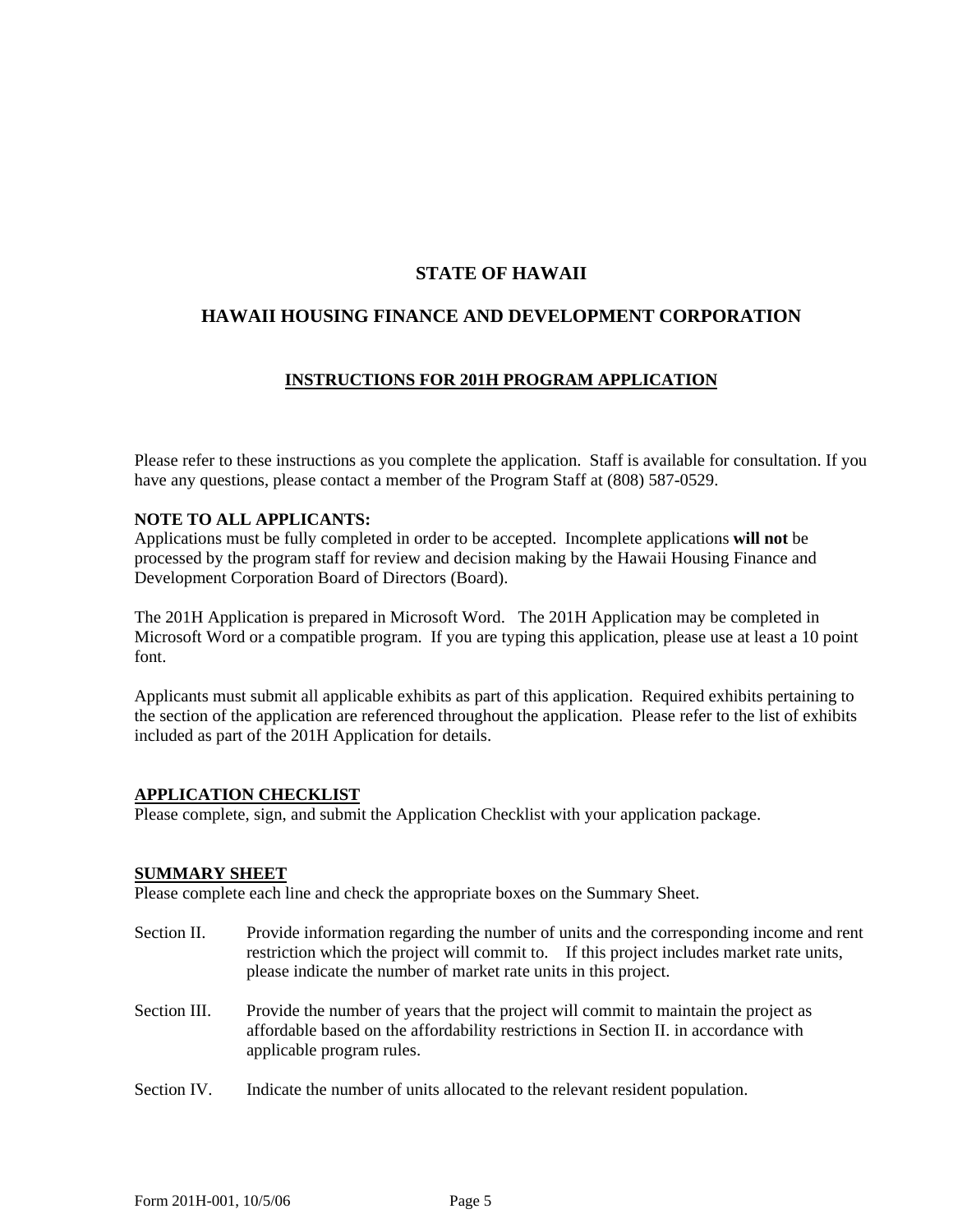# STATE OF HAWAII

## HAWAII HOUSING FINANCE AND DEVELOPMENT CORPORATION

### INSTRUCTIONS FOR 201H PROGRAM APPLICATION

Please refer to these instructions as you complete the application. Staff is available for consultation. If you have any questions, please contact a member of the Program Staff at (808) 587-0529.

**NOTE TO ALL APPLICANTS:**
Applications must be fully completed in order to be accepted. Incomplete applications **will not** be processed by the program staff for review and decision making by the Hawaii Housing Finance and Development Corporation Board of Directors (Board).

The 201H Application is prepared in Microsoft Word. The 201H Application may be completed in Microsoft Word or a compatible program. If you are typing this application, please use at least a 10 point font.

Applicants must submit all applicable exhibits as part of this application. Required exhibits pertaining to the section of the application are referenced throughout the application. Please refer to the list of exhibits included as part of the 201H Application for details.

**APPLICATION CHECKLIST**
Please complete, sign, and submit the Application Checklist with your application package.

**SUMMARY SHEET**
Please complete each line and check the appropriate boxes on the Summary Sheet.

Section II. Provide information regarding the number of units and the corresponding income and rent restriction which the project will commit to. If this project includes market rate units, please indicate the number of market rate units in this project.

Section III. Provide the number of years that the project will commit to maintain the project as affordable based on the affordability restrictions in Section II. in accordance with applicable program rules.

Section IV. Indicate the number of units allocated to the relevant resident population.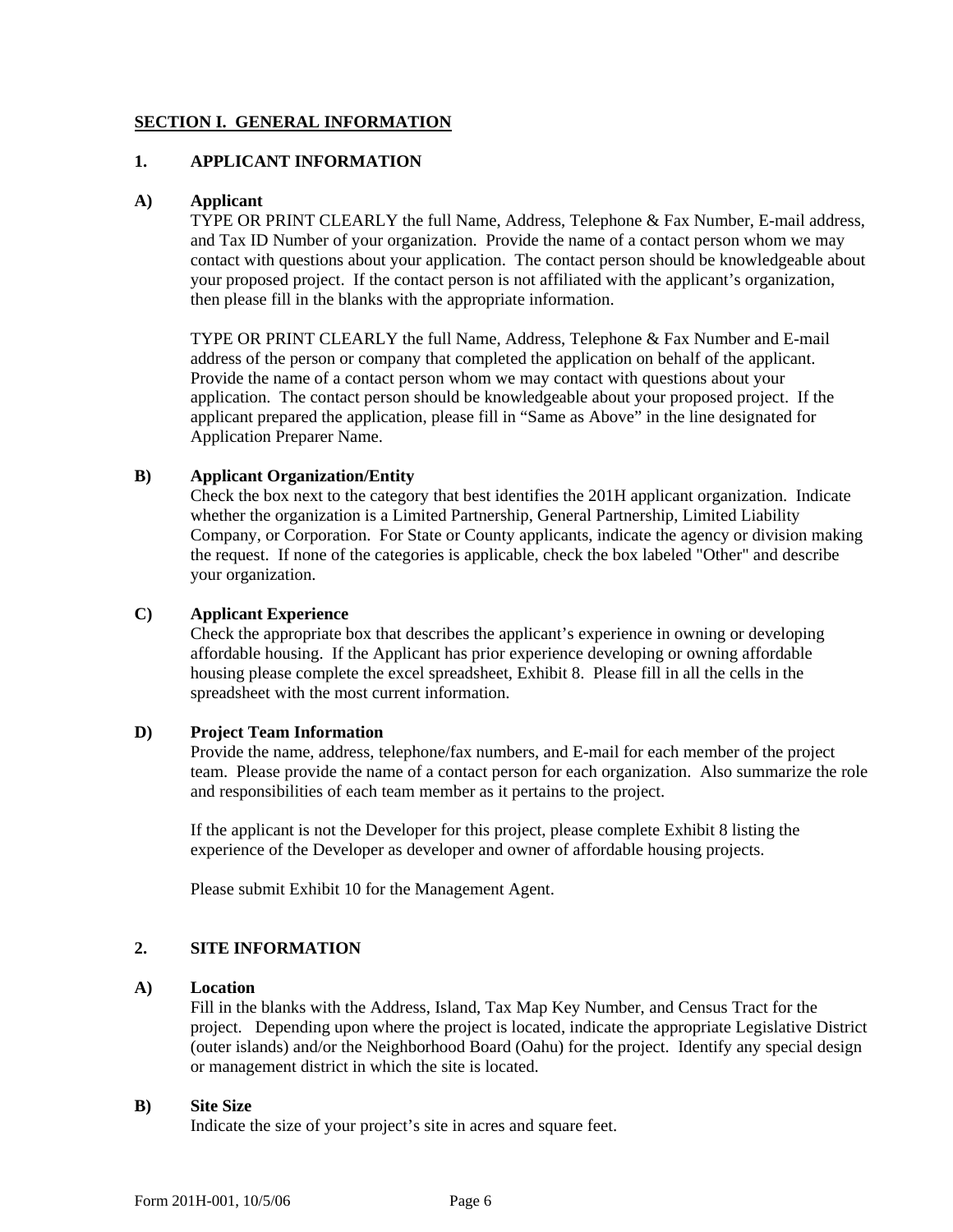## SECTION I.  GENERAL INFORMATION

### 1. APPLICANT INFORMATION

**A) Applicant**

TYPE OR PRINT CLEARLY the full Name, Address, Telephone & Fax Number, E-mail address, and Tax ID Number of your organization.  Provide the name of a contact person whom we may contact with questions about your application.  The contact person should be knowledgeable about your proposed project.  If the contact person is not affiliated with the applicant's organization, then please fill in the blanks with the appropriate information.

TYPE OR PRINT CLEARLY the full Name, Address, Telephone & Fax Number and E-mail address of the person or company that completed the application on behalf of the applicant. Provide the name of a contact person whom we may contact with questions about your application.  The contact person should be knowledgeable about your proposed project.  If the applicant prepared the application, please fill in "Same as Above" in the line designated for Application Preparer Name.

**B) Applicant Organization/Entity**

Check the box next to the category that best identifies the 201H applicant organization.  Indicate whether the organization is a Limited Partnership, General Partnership, Limited Liability Company, or Corporation.  For State or County applicants, indicate the agency or division making the request.  If none of the categories is applicable, check the box labeled "Other" and describe your organization.

**C) Applicant Experience**

Check the appropriate box that describes the applicant's experience in owning or developing affordable housing.  If the Applicant has prior experience developing or owning affordable housing please complete the excel spreadsheet, Exhibit 8.  Please fill in all the cells in the spreadsheet with the most current information.

**D) Project Team Information**

Provide the name, address, telephone/fax numbers, and E-mail for each member of the project team.  Please provide the name of a contact person for each organization.  Also summarize the role and responsibilities of each team member as it pertains to the project.

If the applicant is not the Developer for this project, please complete Exhibit 8 listing the experience of the Developer as developer and owner of affordable housing projects.

Please submit Exhibit 10 for the Management Agent.

### 2. SITE INFORMATION

**A) Location**

Fill in the blanks with the Address, Island, Tax Map Key Number, and Census Tract for the project.   Depending upon where the project is located, indicate the appropriate Legislative District (outer islands) and/or the Neighborhood Board (Oahu) for the project.  Identify any special design or management district in which the site is located.

**B) Site Size**

Indicate the size of your project's site in acres and square feet.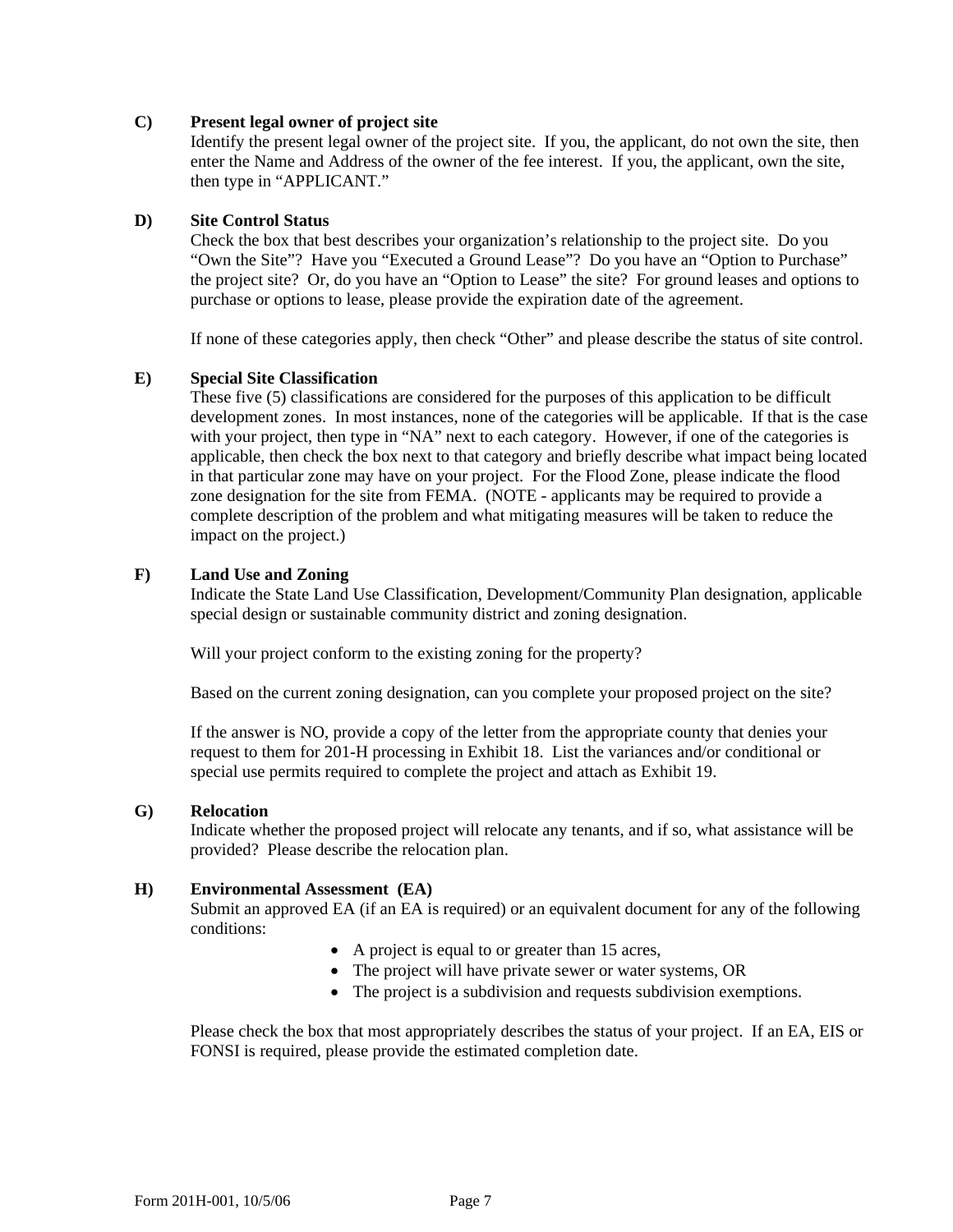**C) Present legal owner of project site**

Identify the present legal owner of the project site. If you, the applicant, do not own the site, then enter the Name and Address of the owner of the fee interest. If you, the applicant, own the site, then type in "APPLICANT."

**D) Site Control Status**

Check the box that best describes your organization's relationship to the project site. Do you "Own the Site"? Have you "Executed a Ground Lease"? Do you have an "Option to Purchase" the project site? Or, do you have an "Option to Lease" the site? For ground leases and options to purchase or options to lease, please provide the expiration date of the agreement.

If none of these categories apply, then check "Other" and please describe the status of site control.

**E) Special Site Classification**

These five (5) classifications are considered for the purposes of this application to be difficult development zones. In most instances, none of the categories will be applicable. If that is the case with your project, then type in "NA" next to each category. However, if one of the categories is applicable, then check the box next to that category and briefly describe what impact being located in that particular zone may have on your project. For the Flood Zone, please indicate the flood zone designation for the site from FEMA. (NOTE - applicants may be required to provide a complete description of the problem and what mitigating measures will be taken to reduce the impact on the project.)

**F) Land Use and Zoning**

Indicate the State Land Use Classification, Development/Community Plan designation, applicable special design or sustainable community district and zoning designation.

Will your project conform to the existing zoning for the property?

Based on the current zoning designation, can you complete your proposed project on the site?

If the answer is NO, provide a copy of the letter from the appropriate county that denies your request to them for 201-H processing in Exhibit 18. List the variances and/or conditional or special use permits required to complete the project and attach as Exhibit 19.

**G) Relocation**

Indicate whether the proposed project will relocate any tenants, and if so, what assistance will be provided? Please describe the relocation plan.

**H) Environmental Assessment (EA)**

Submit an approved EA (if an EA is required) or an equivalent document for any of the following conditions:

- A project is equal to or greater than 15 acres,
- The project will have private sewer or water systems, OR
- The project is a subdivision and requests subdivision exemptions.

Please check the box that most appropriately describes the status of your project. If an EA, EIS or FONSI is required, please provide the estimated completion date.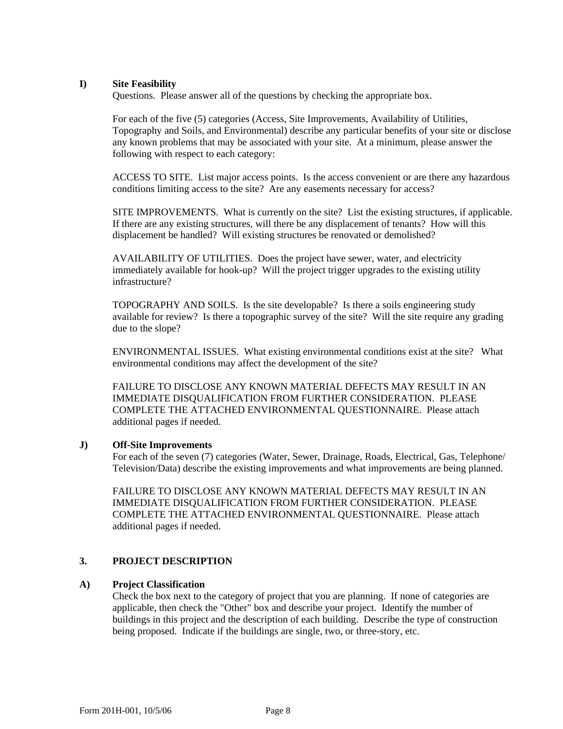**I) Site Feasibility**

Questions. Please answer all of the questions by checking the appropriate box.

For each of the five (5) categories (Access, Site Improvements, Availability of Utilities, Topography and Soils, and Environmental) describe any particular benefits of your site or disclose any known problems that may be associated with your site. At a minimum, please answer the following with respect to each category:

ACCESS TO SITE. List major access points. Is the access convenient or are there any hazardous conditions limiting access to the site? Are any easements necessary for access?

SITE IMPROVEMENTS. What is currently on the site? List the existing structures, if applicable. If there are any existing structures, will there be any displacement of tenants? How will this displacement be handled? Will existing structures be renovated or demolished?

AVAILABILITY OF UTILITIES. Does the project have sewer, water, and electricity immediately available for hook-up? Will the project trigger upgrades to the existing utility infrastructure?

TOPOGRAPHY AND SOILS. Is the site developable? Is there a soils engineering study available for review? Is there a topographic survey of the site? Will the site require any grading due to the slope?

ENVIRONMENTAL ISSUES. What existing environmental conditions exist at the site? What environmental conditions may affect the development of the site?

FAILURE TO DISCLOSE ANY KNOWN MATERIAL DEFECTS MAY RESULT IN AN IMMEDIATE DISQUALIFICATION FROM FURTHER CONSIDERATION. PLEASE COMPLETE THE ATTACHED ENVIRONMENTAL QUESTIONNAIRE. Please attach additional pages if needed.

**J) Off-Site Improvements**

For each of the seven (7) categories (Water, Sewer, Drainage, Roads, Electrical, Gas, Telephone/ Television/Data) describe the existing improvements and what improvements are being planned.

FAILURE TO DISCLOSE ANY KNOWN MATERIAL DEFECTS MAY RESULT IN AN IMMEDIATE DISQUALIFICATION FROM FURTHER CONSIDERATION. PLEASE COMPLETE THE ATTACHED ENVIRONMENTAL QUESTIONNAIRE. Please attach additional pages if needed.

## 3. PROJECT DESCRIPTION

**A) Project Classification**

Check the box next to the category of project that you are planning. If none of categories are applicable, then check the "Other" box and describe your project. Identify the number of buildings in this project and the description of each building. Describe the type of construction being proposed. Indicate if the buildings are single, two, or three-story, etc.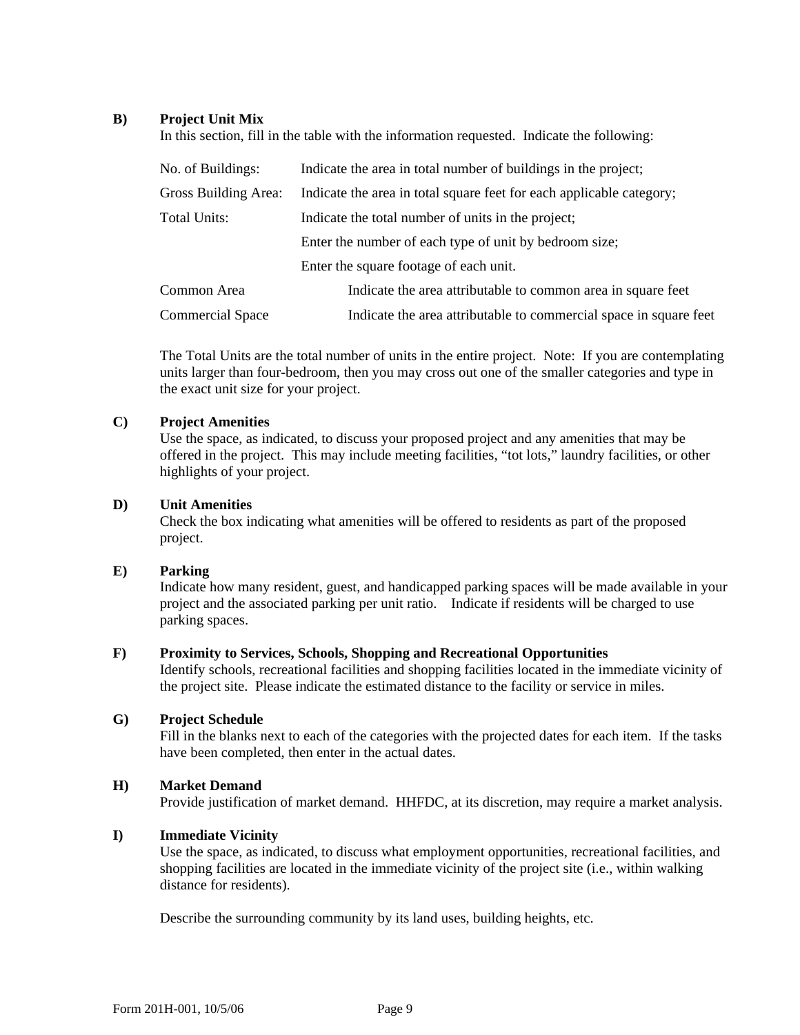**B) Project Unit Mix**

In this section, fill in the table with the information requested. Indicate the following:

No. of Buildings: Indicate the area in total number of buildings in the project;

Gross Building Area: Indicate the area in total square feet for each applicable category;

Total Units: Indicate the total number of units in the project;

Enter the number of each type of unit by bedroom size;

Enter the square footage of each unit.

Common Area Indicate the area attributable to common area in square feet

Commercial Space Indicate the area attributable to commercial space in square feet

The Total Units are the total number of units in the entire project. Note: If you are contemplating units larger than four-bedroom, then you may cross out one of the smaller categories and type in the exact unit size for your project.

**C) Project Amenities**

Use the space, as indicated, to discuss your proposed project and any amenities that may be offered in the project. This may include meeting facilities, "tot lots," laundry facilities, or other highlights of your project.

**D) Unit Amenities**

Check the box indicating what amenities will be offered to residents as part of the proposed project.

**E) Parking**

Indicate how many resident, guest, and handicapped parking spaces will be made available in your project and the associated parking per unit ratio. Indicate if residents will be charged to use parking spaces.

**F) Proximity to Services, Schools, Shopping and Recreational Opportunities**

Identify schools, recreational facilities and shopping facilities located in the immediate vicinity of the project site. Please indicate the estimated distance to the facility or service in miles.

**G) Project Schedule**

Fill in the blanks next to each of the categories with the projected dates for each item. If the tasks have been completed, then enter in the actual dates.

**H) Market Demand**

Provide justification of market demand. HHFDC, at its discretion, may require a market analysis.

**I) Immediate Vicinity**

Use the space, as indicated, to discuss what employment opportunities, recreational facilities, and shopping facilities are located in the immediate vicinity of the project site (i.e., within walking distance for residents).

Describe the surrounding community by its land uses, building heights, etc.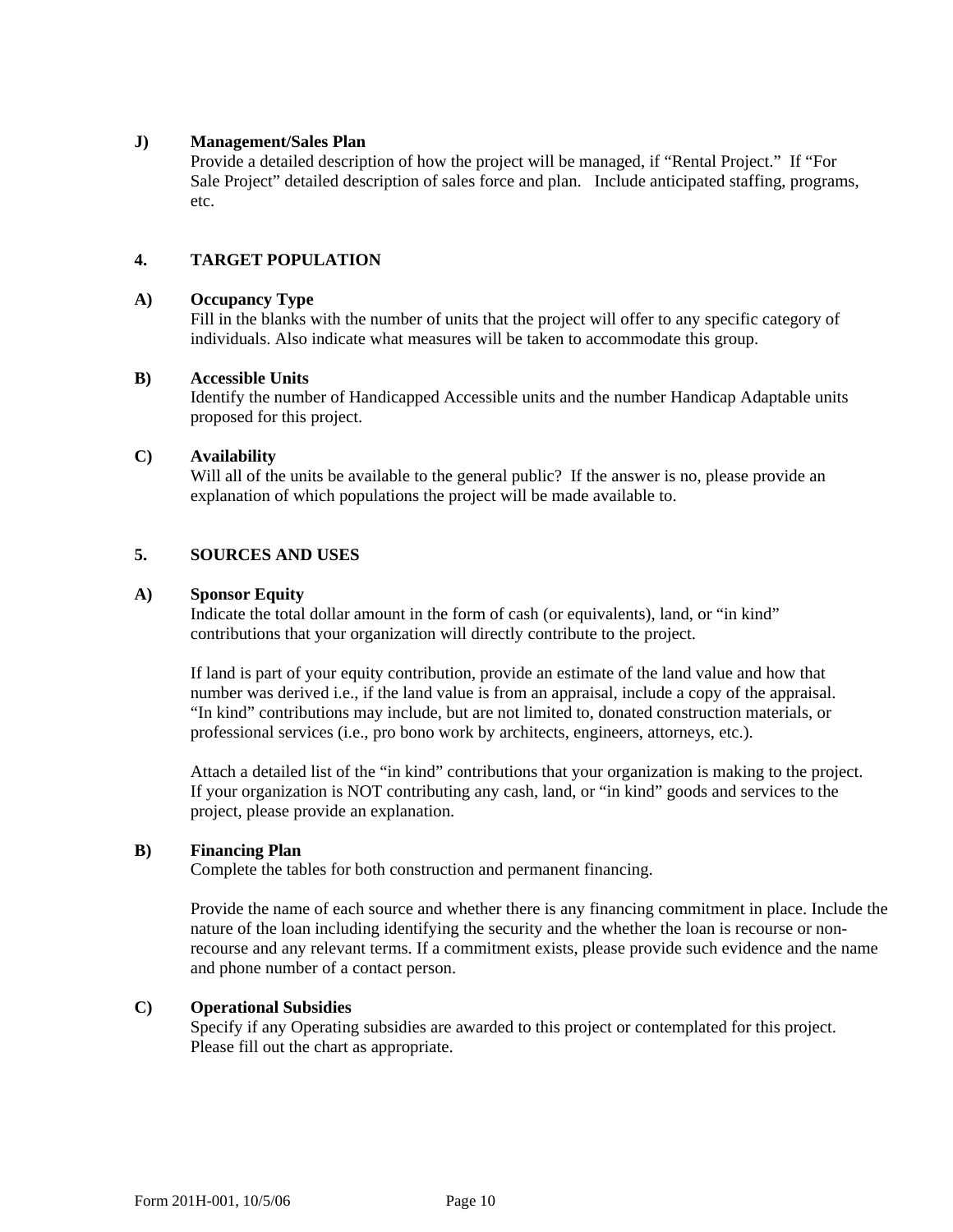**J) Management/Sales Plan**

Provide a detailed description of how the project will be managed, if "Rental Project." If "For Sale Project" detailed description of sales force and plan. Include anticipated staffing, programs, etc.

## 4. TARGET POPULATION

**A) Occupancy Type**

Fill in the blanks with the number of units that the project will offer to any specific category of individuals. Also indicate what measures will be taken to accommodate this group.

**B) Accessible Units**

Identify the number of Handicapped Accessible units and the number Handicap Adaptable units proposed for this project.

**C) Availability**

Will all of the units be available to the general public? If the answer is no, please provide an explanation of which populations the project will be made available to.

## 5. SOURCES AND USES

**A) Sponsor Equity**

Indicate the total dollar amount in the form of cash (or equivalents), land, or "in kind" contributions that your organization will directly contribute to the project.

If land is part of your equity contribution, provide an estimate of the land value and how that number was derived i.e., if the land value is from an appraisal, include a copy of the appraisal. "In kind" contributions may include, but are not limited to, donated construction materials, or professional services (i.e., pro bono work by architects, engineers, attorneys, etc.).

Attach a detailed list of the "in kind" contributions that your organization is making to the project. If your organization is NOT contributing any cash, land, or "in kind" goods and services to the project, please provide an explanation.

**B) Financing Plan**

Complete the tables for both construction and permanent financing.

Provide the name of each source and whether there is any financing commitment in place. Include the nature of the loan including identifying the security and the whether the loan is recourse or non-recourse and any relevant terms. If a commitment exists, please provide such evidence and the name and phone number of a contact person.

**C) Operational Subsidies**

Specify if any Operating subsidies are awarded to this project or contemplated for this project. Please fill out the chart as appropriate.

Form 201H-001, 10/5/06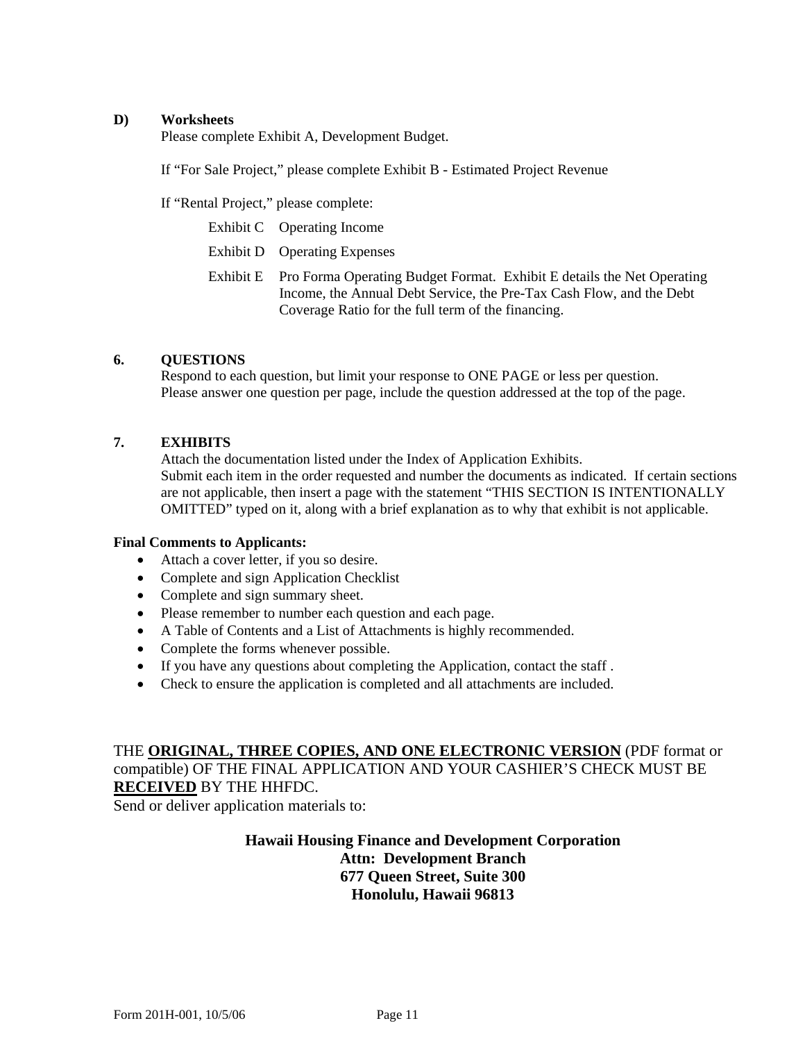**D) Worksheets**

Please complete Exhibit A, Development Budget.

If "For Sale Project," please complete Exhibit B - Estimated Project Revenue

If "Rental Project," please complete:

- Exhibit C Operating Income
- Exhibit D Operating Expenses
- Exhibit E Pro Forma Operating Budget Format. Exhibit E details the Net Operating Income, the Annual Debt Service, the Pre-Tax Cash Flow, and the Debt Coverage Ratio for the full term of the financing.

## 6. QUESTIONS

Respond to each question, but limit your response to ONE PAGE or less per question.
Please answer one question per page, include the question addressed at the top of the page.

## 7. EXHIBITS

Attach the documentation listed under the Index of Application Exhibits.
Submit each item in the order requested and number the documents as indicated. If certain sections are not applicable, then insert a page with the statement "THIS SECTION IS INTENTIONALLY OMITTED" typed on it, along with a brief explanation as to why that exhibit is not applicable.

**Final Comments to Applicants:**

- Attach a cover letter, if you so desire.
- Complete and sign Application Checklist
- Complete and sign summary sheet.
- Please remember to number each question and each page.
- A Table of Contents and a List of Attachments is highly recommended.
- Complete the forms whenever possible.
- If you have any questions about completing the Application, contact the staff .
- Check to ensure the application is completed and all attachments are included.

THE **ORIGINAL, THREE COPIES, AND ONE ELECTRONIC VERSION** (PDF format or compatible) OF THE FINAL APPLICATION AND YOUR CASHIER'S CHECK MUST BE **RECEIVED** BY THE HHFDC.
Send or deliver application materials to:

**Hawaii Housing Finance and Development Corporation**
**Attn: Development Branch**
**677 Queen Street, Suite 300**
**Honolulu, Hawaii 96813**

Form 201H-001, 10/5/06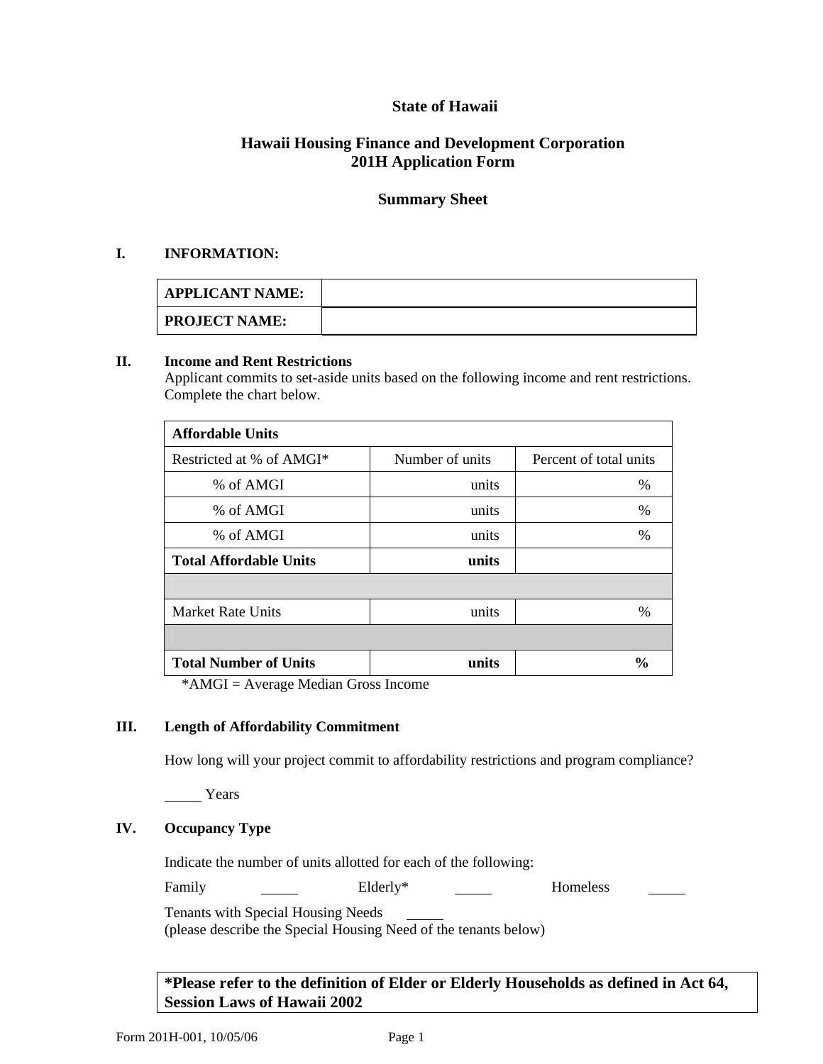**State of Hawaii**

**Hawaii Housing Finance and Development Corporation**
**201H Application Form**

**Summary Sheet**

## I. INFORMATION:

| **APPLICANT NAME:** | |
|---|---|
| **PROJECT NAME:** | |

## II. Income and Rent Restrictions

Applicant commits to set-aside units based on the following income and rent restrictions. Complete the chart below.

| **Affordable Units** | | |
|---|---|---|
| Restricted at % of AMGI* | Number of units | Percent of total units |
| % of AMGI | units | % |
| % of AMGI | units | % |
| % of AMGI | units | % |
| **Total Affordable Units** | **units** | |
| | | |
| Market Rate Units | units | % |
| | | |
| **Total Number of Units** | **units** | **%** |

*AMGI = Average Median Gross Income

## III. Length of Affordability Commitment

How long will your project commit to affordability restrictions and program compliance?

_____ Years

## IV. Occupancy Type

Indicate the number of units allotted for each of the following:

Family _____ Elderly* _____ Homeless _____

Tenants with Special Housing Needs _____
(please describe the Special Housing Need of the tenants below)

**\*Please refer to the definition of Elder or Elderly Households as defined in Act 64, Session Laws of Hawaii 2002**

Form 201H-001, 10/05/06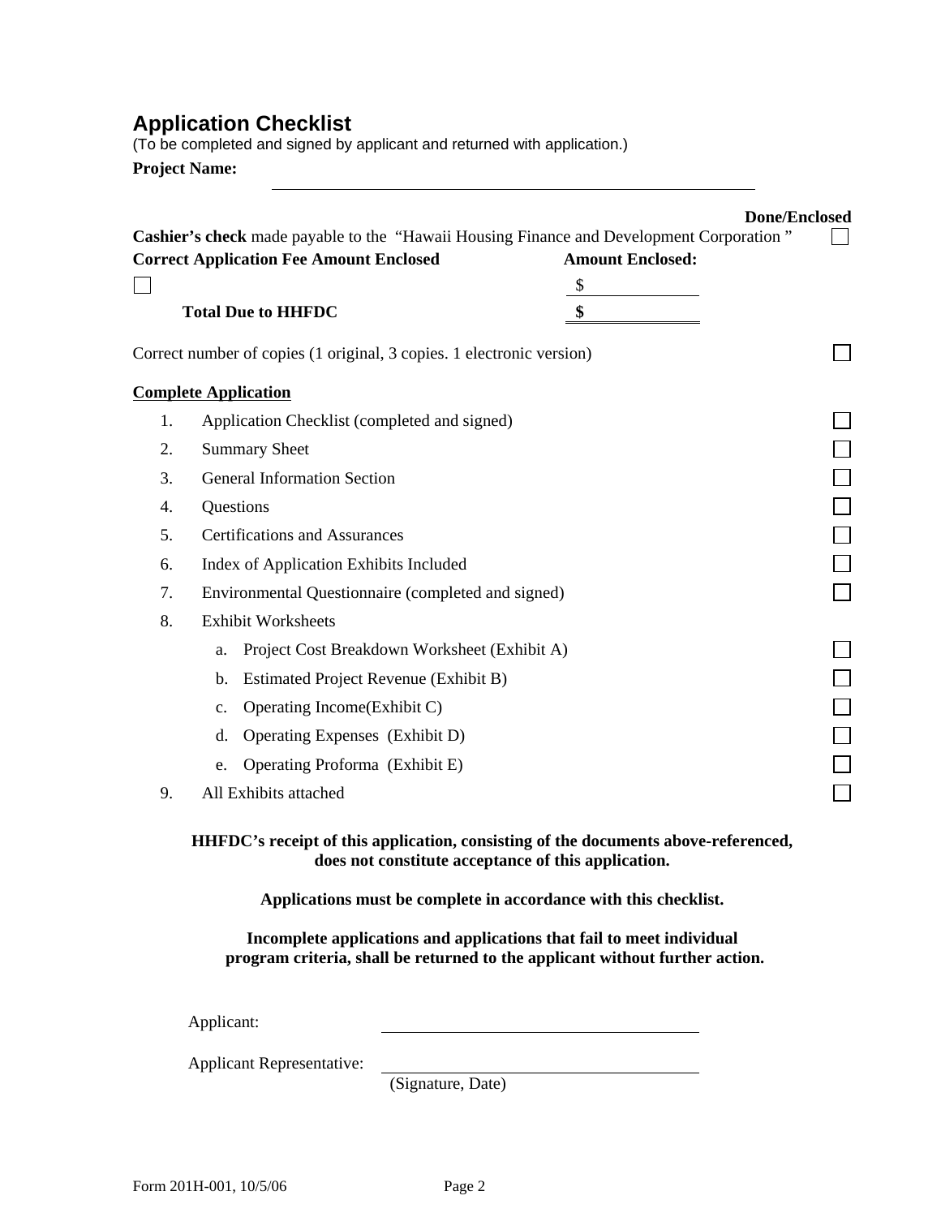# Application Checklist

(To be completed and signed by applicant and returned with application.)

**Project Name:** ____________________________________________

| | | Done/Enclosed |
|---|---|---|
| **Cashier's check** made payable to the "Hawaii Housing Finance and Development Corporation" | | ☐ |
| **Correct Application Fee Amount Enclosed** | **Amount Enclosed:** | |
| ☐ | $ ________ | |
| **Total Due to HHFDC** | **$** ________ | |

Correct number of copies (1 original, 3 copies. 1 electronic version) ☐

**Complete Application**

1. Application Checklist (completed and signed) ☐
2. Summary Sheet ☐
3. General Information Section ☐
4. Questions ☐
5. Certifications and Assurances ☐
6. Index of Application Exhibits Included ☐
7. Environmental Questionnaire (completed and signed) ☐
8. Exhibit Worksheets
   a. Project Cost Breakdown Worksheet (Exhibit A) ☐
   b. Estimated Project Revenue (Exhibit B) ☐
   c. Operating Income(Exhibit C) ☐
   d. Operating Expenses (Exhibit D) ☐
   e. Operating Proforma (Exhibit E) ☐
9. All Exhibits attached ☐

**HHFDC's receipt of this application, consisting of the documents above-referenced, does not constitute acceptance of this application.**

**Applications must be complete in accordance with this checklist.**

**Incomplete applications and applications that fail to meet individual program criteria, shall be returned to the applicant without further action.**

Applicant: ____________________________

Applicant Representative: ____________________________
(Signature, Date)

Form 201H-001, 10/5/06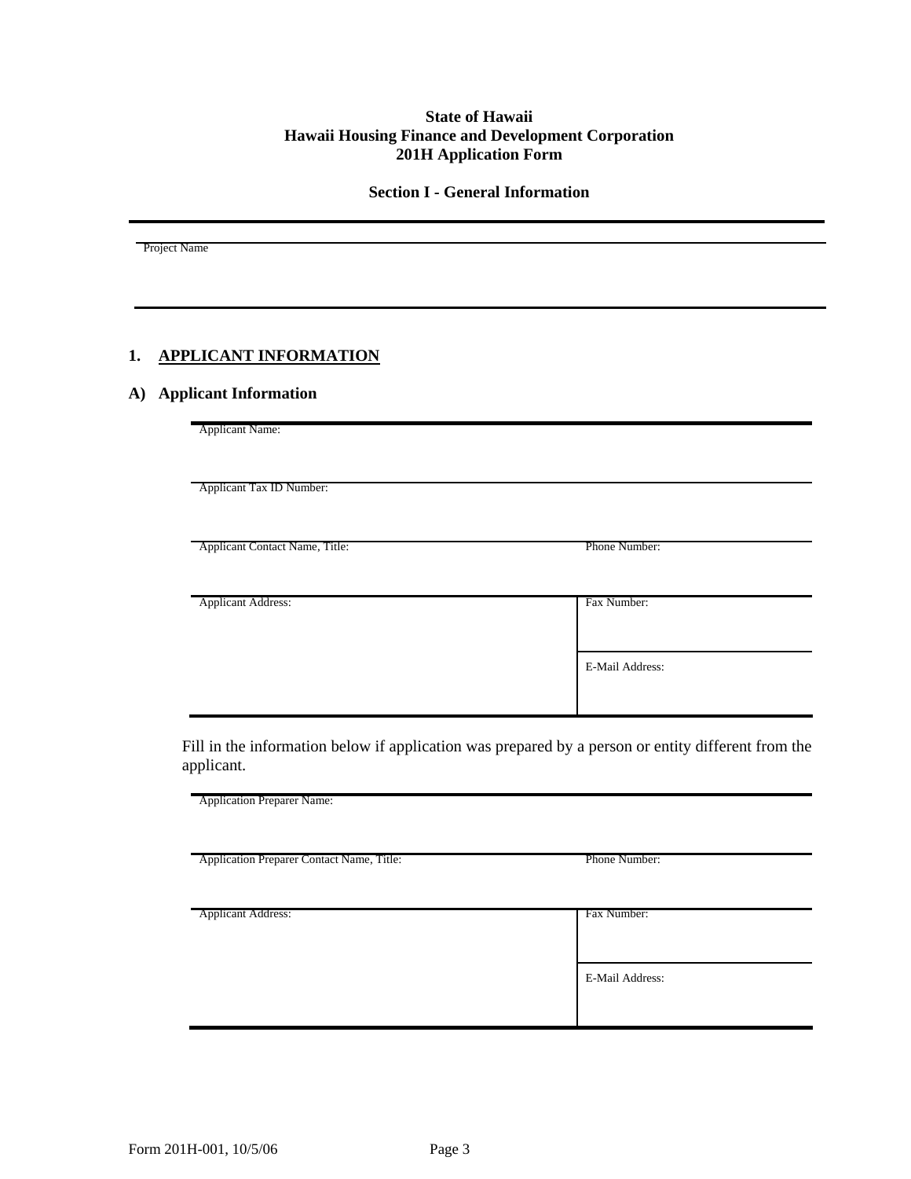**State of Hawaii**
**Hawaii Housing Finance and Development Corporation**
**201H Application Form**

**Section I - General Information**

| Project Name |
| --- |
| |

## 1. APPLICANT INFORMATION

### A) Applicant Information

| Applicant Name: | |
| --- | --- |
| Applicant Tax ID Number: | |
| Applicant Contact Name, Title: | Phone Number: |
| Applicant Address: | Fax Number: |
| | E-Mail Address: |

Fill in the information below if application was prepared by a person or entity different from the applicant.

| Application Preparer Name: | |
| --- | --- |
| Application Preparer Contact Name, Title: | Phone Number: |
| Applicant Address: | Fax Number: |
| | E-Mail Address: |

Form 201H-001, 10/5/06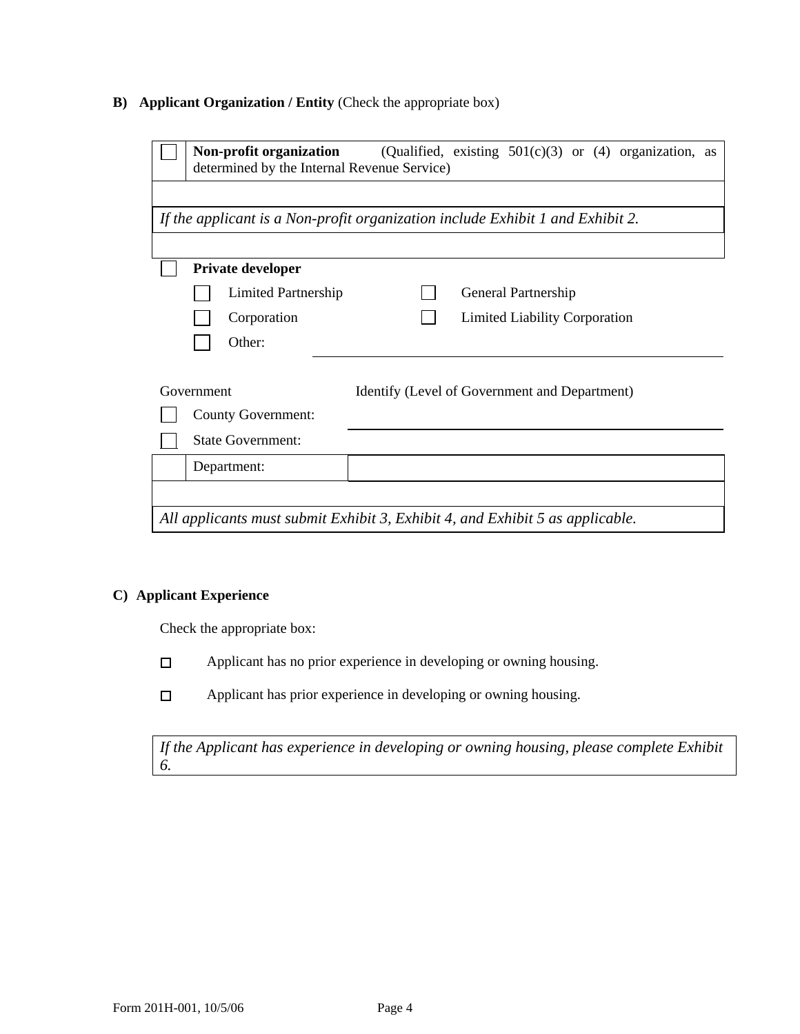**B) Applicant Organization / Entity** (Check the appropriate box)

| | |
|---|---|
| ☐ | **Non-profit organization** (Qualified, existing 501(c)(3) or (4) organization, as determined by the Internal Revenue Service) |

*If the applicant is a Non-profit organization include Exhibit 1 and Exhibit 2.*

☐ **Private developer**

| | | | |
|---|---|---|---|
| ☐ | Limited Partnership | ☐ | General Partnership |
| ☐ | Corporation | ☐ | Limited Liability Corporation |
| ☐ | Other: | | |

| Government | Identify (Level of Government and Department) |
|---|---|
| ☐ County Government: | |
| ☐ State Government: | |
| Department: | |

*All applicants must submit Exhibit 3, Exhibit 4, and Exhibit 5 as applicable.*

**C) Applicant Experience**

Check the appropriate box:

☐ Applicant has no prior experience in developing or owning housing.

☐ Applicant has prior experience in developing or owning housing.

*If the Applicant has experience in developing or owning housing, please complete Exhibit 6.*

Form 201H-001, 10/5/06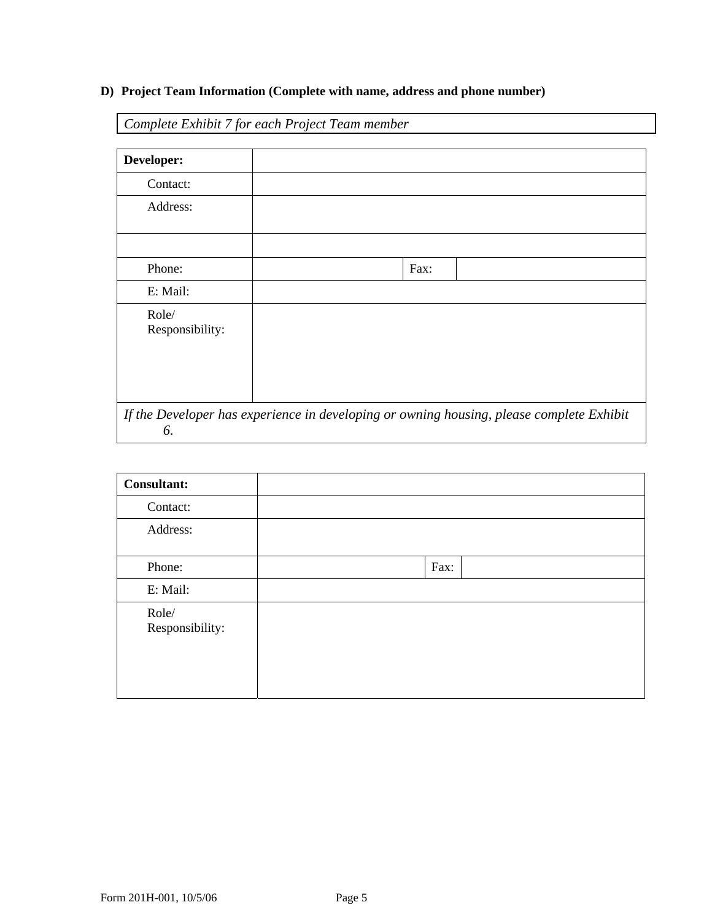**D) Project Team Information (Complete with name, address and phone number)**

| *Complete Exhibit 7 for each Project Team member* |
|---|

| **Developer:** | | | |
|---|---|---|---|
| Contact: | | | |
| Address: | | | |
| | | | |
| Phone: | | Fax: | |
| E: Mail: | | | |
| Role/ Responsibility: | | | |
| *If the Developer has experience in developing or owning housing, please complete Exhibit 6.* | | | |

| **Consultant:** | | | |
|---|---|---|---|
| Contact: | | | |
| Address: | | | |
| Phone: | | Fax: | |
| E: Mail: | | | |
| Role/ Responsibility: | | | |

Form 201H-001, 10/5/06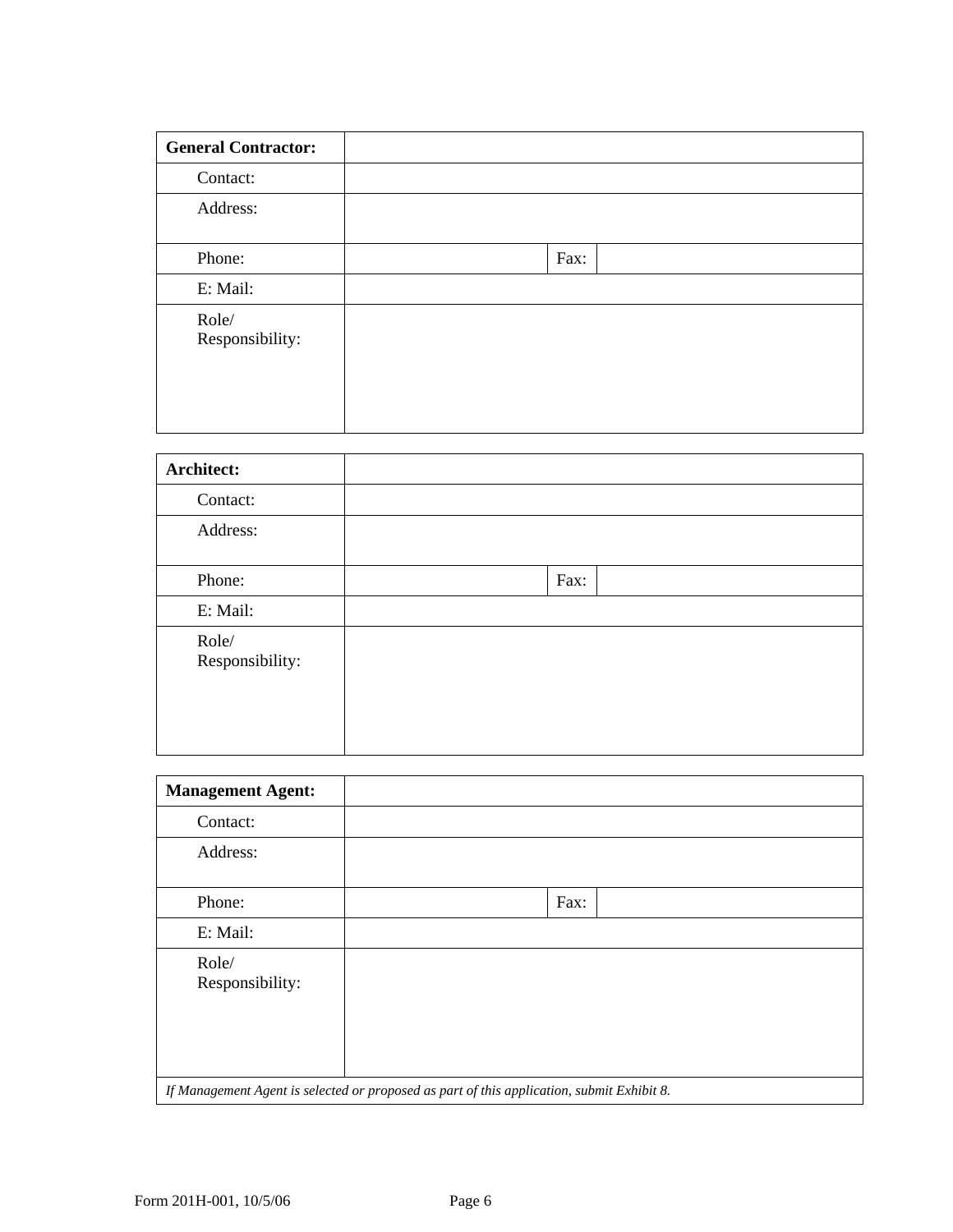| **General Contractor:** | | | |
|---|---|---|---|
| Contact: | | | |
| Address: | | | |
| Phone: | | Fax: | |
| E: Mail: | | | |
| Role/ Responsibility: | | | |

| **Architect:** | | | |
|---|---|---|---|
| Contact: | | | |
| Address: | | | |
| Phone: | | Fax: | |
| E: Mail: | | | |
| Role/ Responsibility: | | | |

| **Management Agent:** | | | |
|---|---|---|---|
| Contact: | | | |
| Address: | | | |
| Phone: | | Fax: | |
| E: Mail: | | | |
| Role/ Responsibility: | | | |
| *If Management Agent is selected or proposed as part of this application, submit Exhibit 8.* | | | |

Form 201H-001, 10/5/06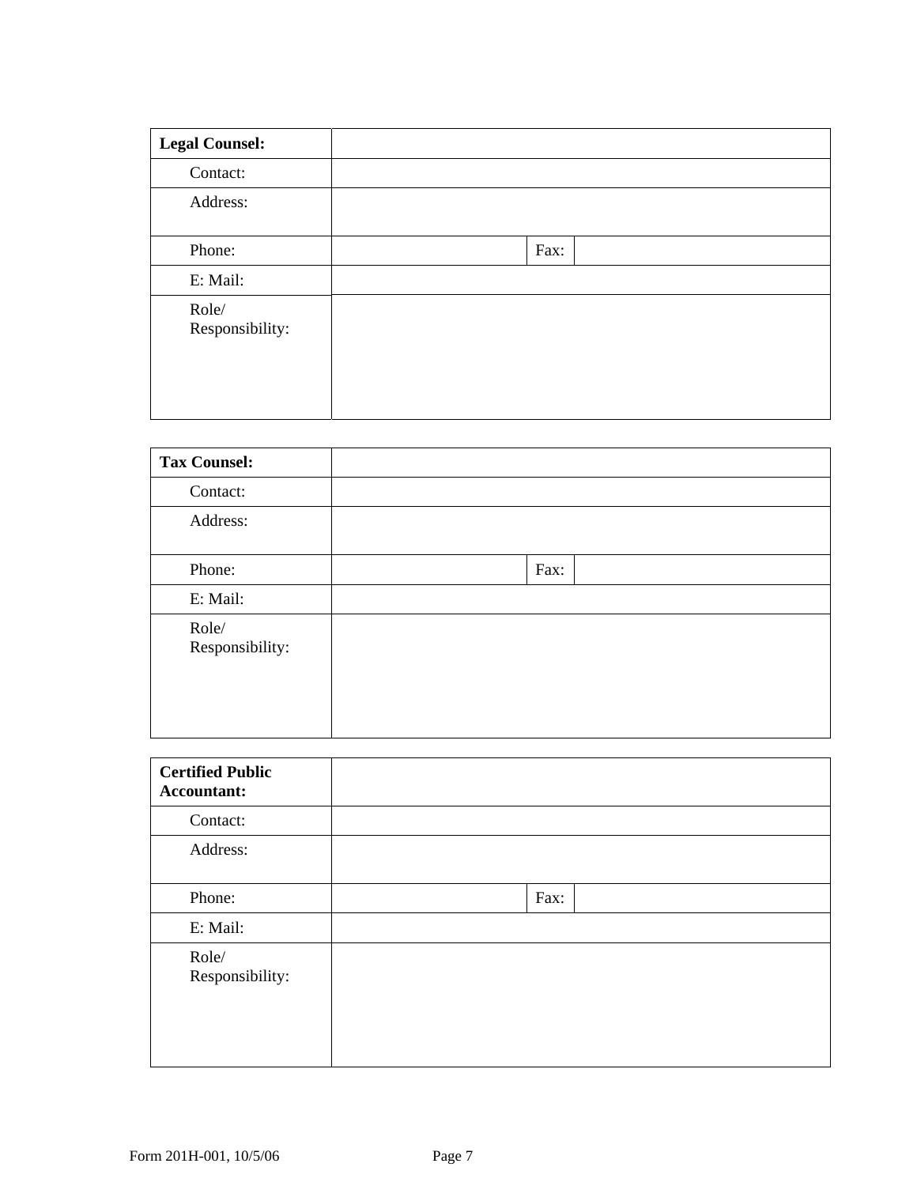| **Legal Counsel:** | | | |
|---|---|---|---|
| Contact: | | | |
| Address: | | | |
| Phone: | | Fax: | |
| E: Mail: | | | |
| Role/ Responsibility: | | | |

| **Tax Counsel:** | | | |
|---|---|---|---|
| Contact: | | | |
| Address: | | | |
| Phone: | | Fax: | |
| E: Mail: | | | |
| Role/ Responsibility: | | | |

| **Certified Public Accountant:** | | | |
|---|---|---|---|
| Contact: | | | |
| Address: | | | |
| Phone: | | Fax: | |
| E: Mail: | | | |
| Role/ Responsibility: | | | |

Form 201H-001, 10/5/06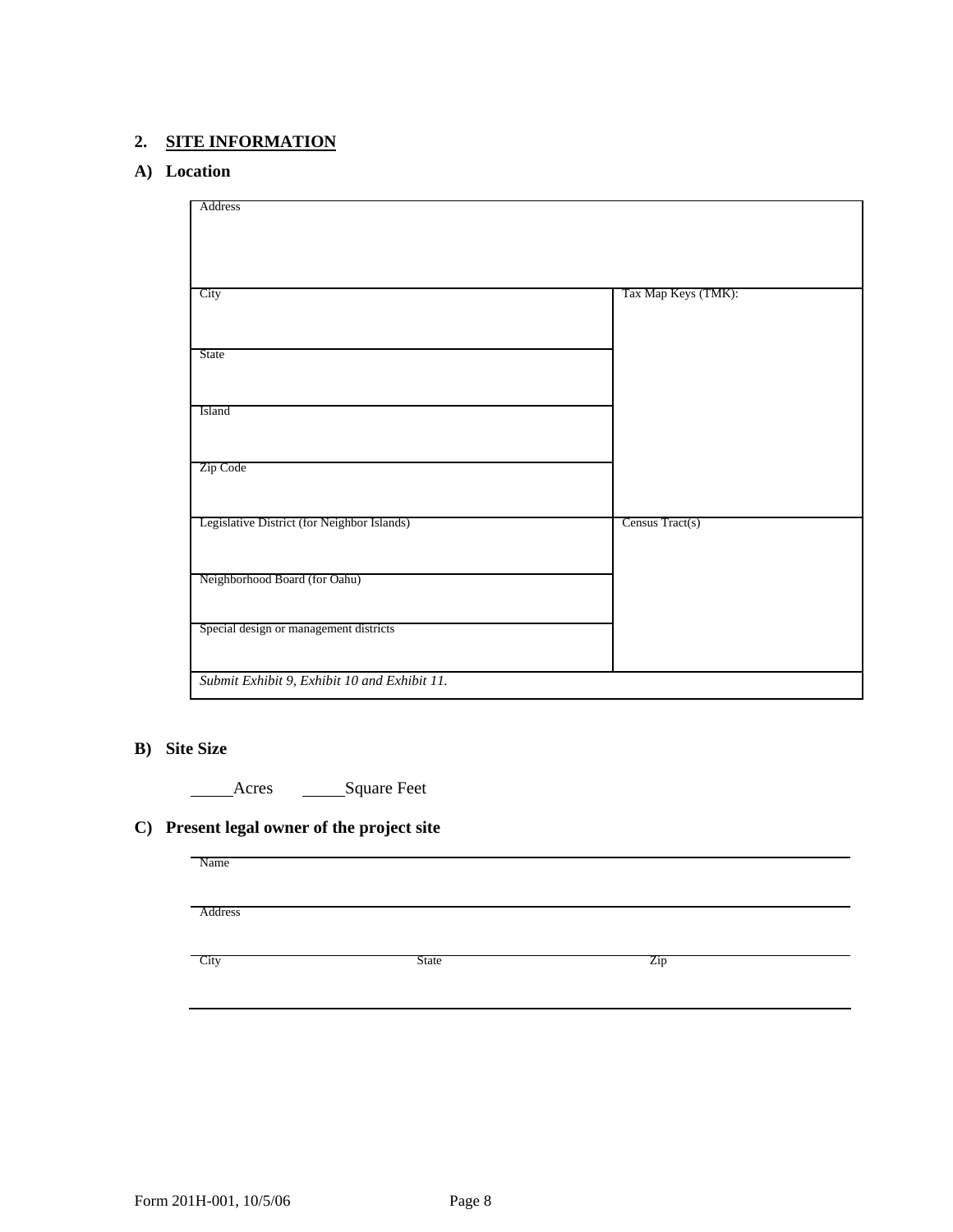## 2. SITE INFORMATION

### A) Location

| Address | |
|---|---|
| City | Tax Map Keys (TMK): |
| State | |
| Island | |
| Zip Code | |
| Legislative District (for Neighbor Islands) | Census Tract(s) |
| Neighborhood Board (for Oahu) | |
| Special design or management districts | |
| *Submit Exhibit 9, Exhibit 10 and Exhibit 11.* | |

### B) Site Size

_____Acres      _____Square Feet

### C) Present legal owner of the project site

| Name | | |
|---|---|---|
| Address | | |
| City | State | Zip |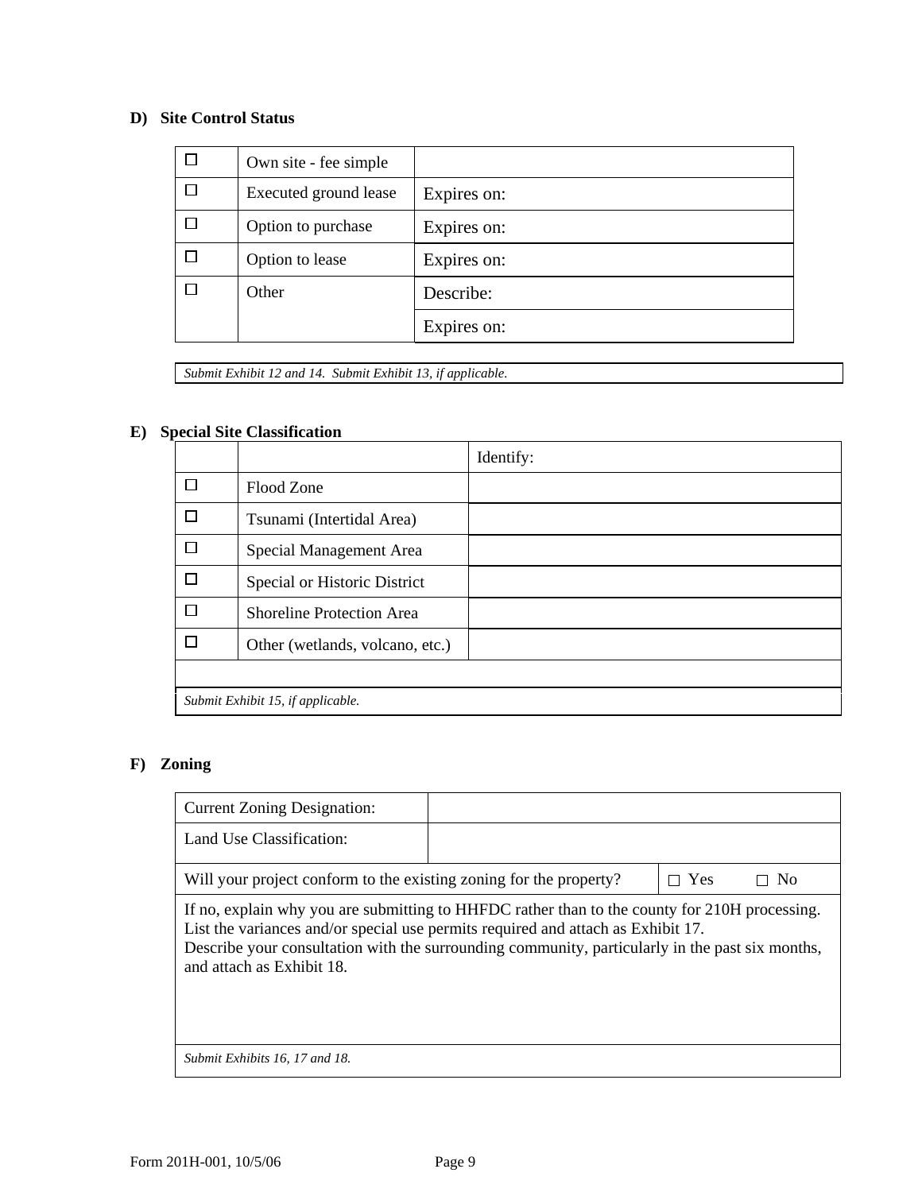**D) Site Control Status**

| | | |
|---|---|---|
| ☐ | Own site - fee simple | |
| ☐ | Executed ground lease | Expires on: |
| ☐ | Option to purchase | Expires on: |
| ☐ | Option to lease | Expires on: |
| ☐ | Other | Describe: |
| | | Expires on: |

*Submit Exhibit 12 and 14. Submit Exhibit 13, if applicable.*

**E) Special Site Classification**

| | | Identify: |
|---|---|---|
| ☐ | Flood Zone | |
| ☐ | Tsunami (Intertidal Area) | |
| ☐ | Special Management Area | |
| ☐ | Special or Historic District | |
| ☐ | Shoreline Protection Area | |
| ☐ | Other (wetlands, volcano, etc.) | |
| | | |

*Submit Exhibit 15, if applicable.*

**F) Zoning**

| | | |
|---|---|---|
| Current Zoning Designation: | | |
| Land Use Classification: | | |
| Will your project conform to the existing zoning for the property? | | ☐ Yes ☐ No |

If no, explain why you are submitting to HHFDC rather than to the county for 210H processing. List the variances and/or special use permits required and attach as Exhibit 17.
Describe your consultation with the surrounding community, particularly in the past six months, and attach as Exhibit 18.

*Submit Exhibits 16, 17 and 18.*

Form 201H-001, 10/5/06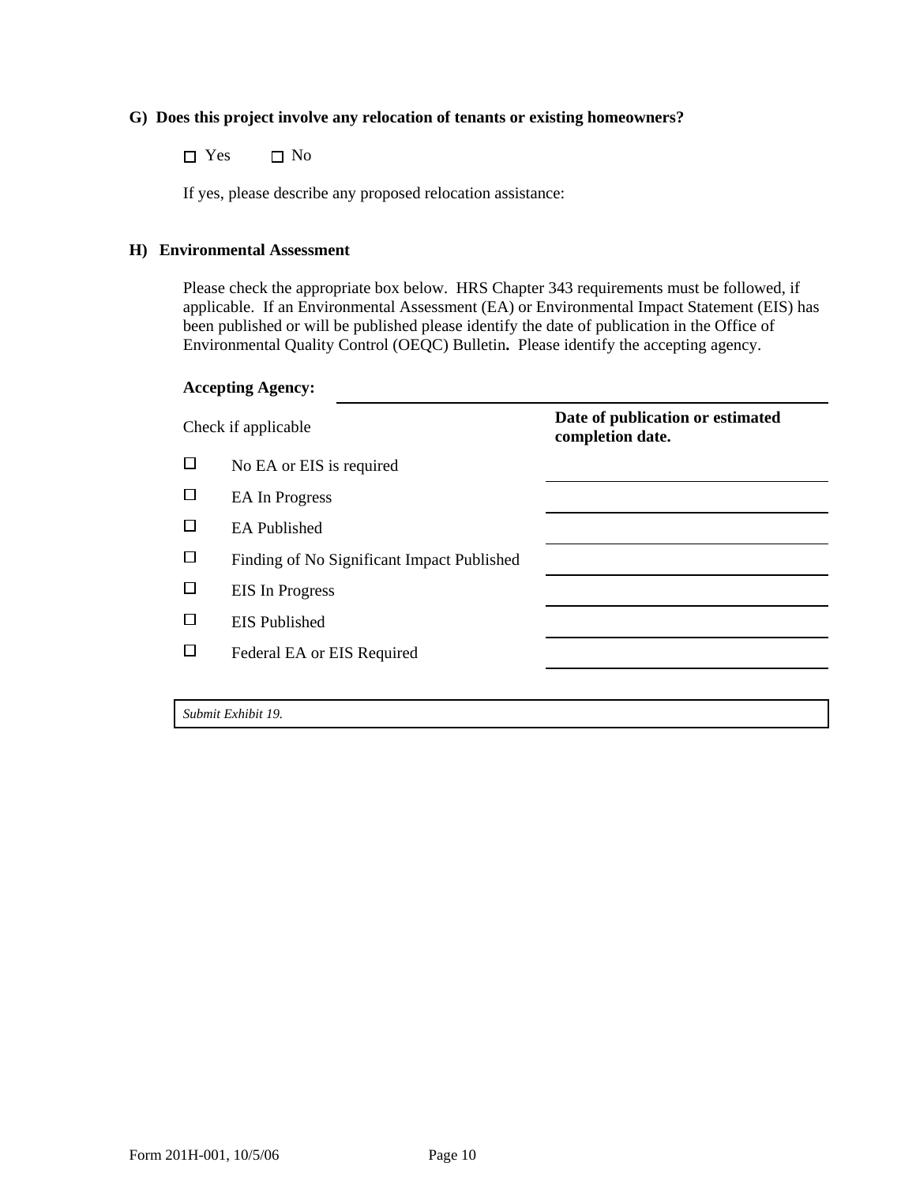**G) Does this project involve any relocation of tenants or existing homeowners?**

☐ Yes ☐ No

If yes, please describe any proposed relocation assistance:

**H) Environmental Assessment**

Please check the appropriate box below. HRS Chapter 343 requirements must be followed, if applicable. If an Environmental Assessment (EA) or Environmental Impact Statement (EIS) has been published or will be published please identify the date of publication in the Office of Environmental Quality Control (OEQC) Bulletin**.** Please identify the accepting agency.

**Accepting Agency:** ______________________________

| Check if applicable | | **Date of publication or estimated completion date.** |
|---|---|---|
| ☐ | No EA or EIS is required | |
| ☐ | EA In Progress | |
| ☐ | EA Published | |
| ☐ | Finding of No Significant Impact Published | |
| ☐ | EIS In Progress | |
| ☐ | EIS Published | |
| ☐ | Federal EA or EIS Required | |

*Submit Exhibit 19.*

Form 201H-001, 10/5/06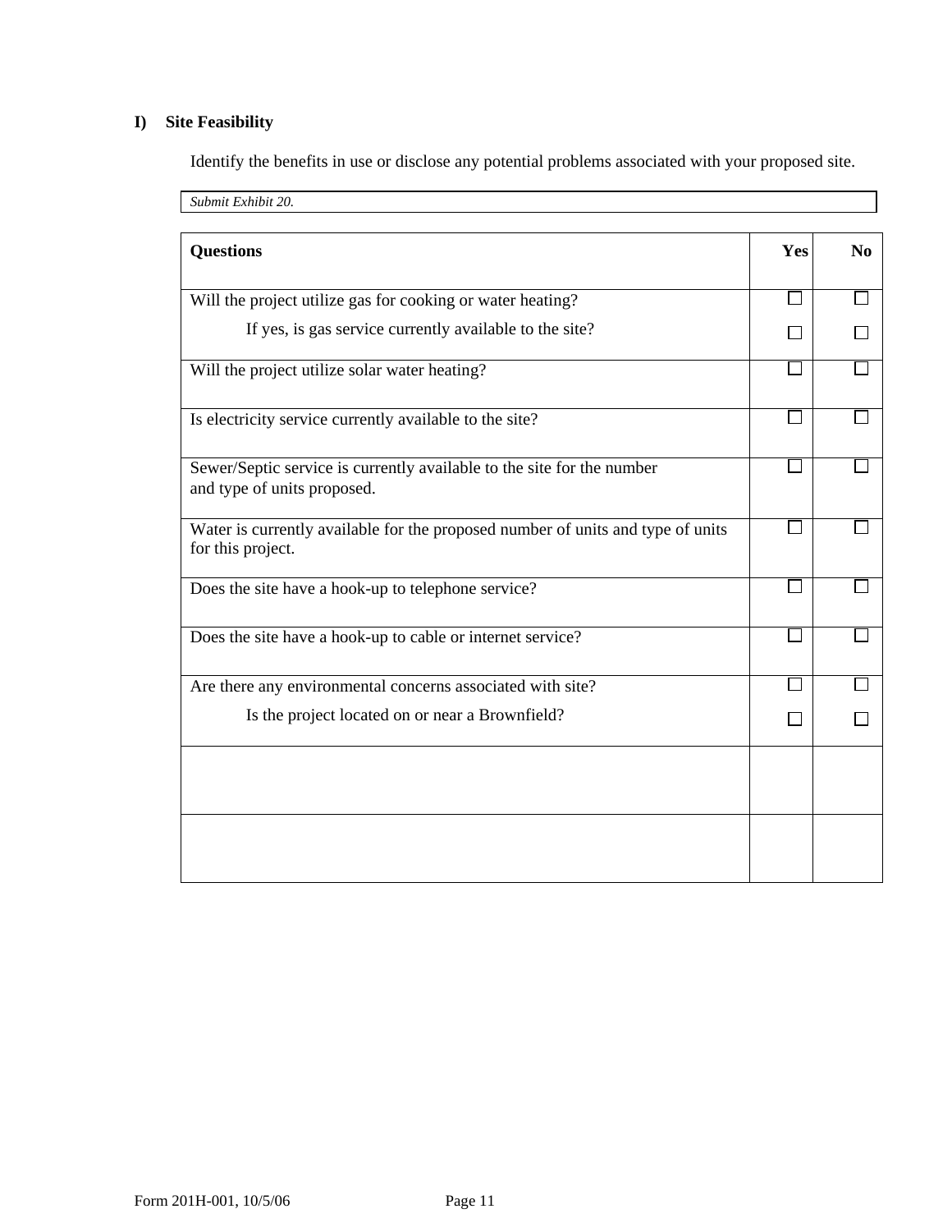## I) Site Feasibility

Identify the benefits in use or disclose any potential problems associated with your proposed site.

*Submit Exhibit 20.*

| Questions | Yes | No |
|---|---|---|
| Will the project utilize gas for cooking or water heating? | ☐ | ☐ |
| If yes, is gas service currently available to the site? | ☐ | ☐ |
| Will the project utilize solar water heating? | ☐ | ☐ |
| Is electricity service currently available to the site? | ☐ | ☐ |
| Sewer/Septic service is currently available to the site for the number and type of units proposed. | ☐ | ☐ |
| Water is currently available for the proposed number of units and type of units for this project. | ☐ | ☐ |
| Does the site have a hook-up to telephone service? | ☐ | ☐ |
| Does the site have a hook-up to cable or internet service? | ☐ | ☐ |
| Are there any environmental concerns associated with site? | ☐ | ☐ |
| Is the project located on or near a Brownfield? | ☐ | ☐ |
| | | |
| | | |

Form 201H-001, 10/5/06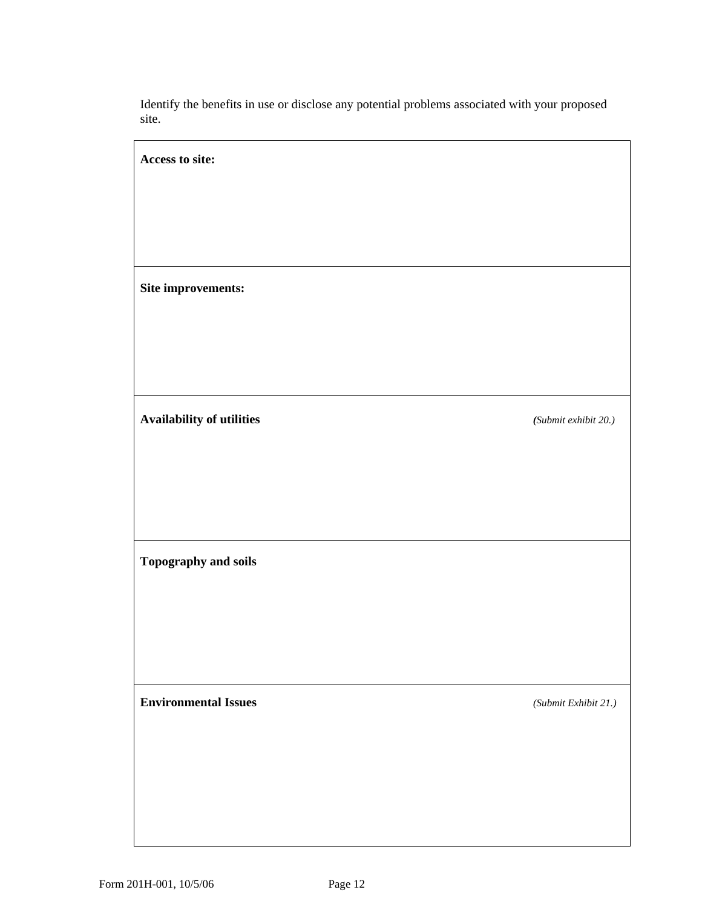Identify the benefits in use or disclose any potential problems associated with your proposed site.

| **Access to site:** |
|---|
| **Site improvements:** |
| **Availability of utilities** *(Submit exhibit 20.)* |
| **Topography and soils** |
| **Environmental Issues** *(Submit Exhibit 21.)* |

Form 201H-001, 10/5/06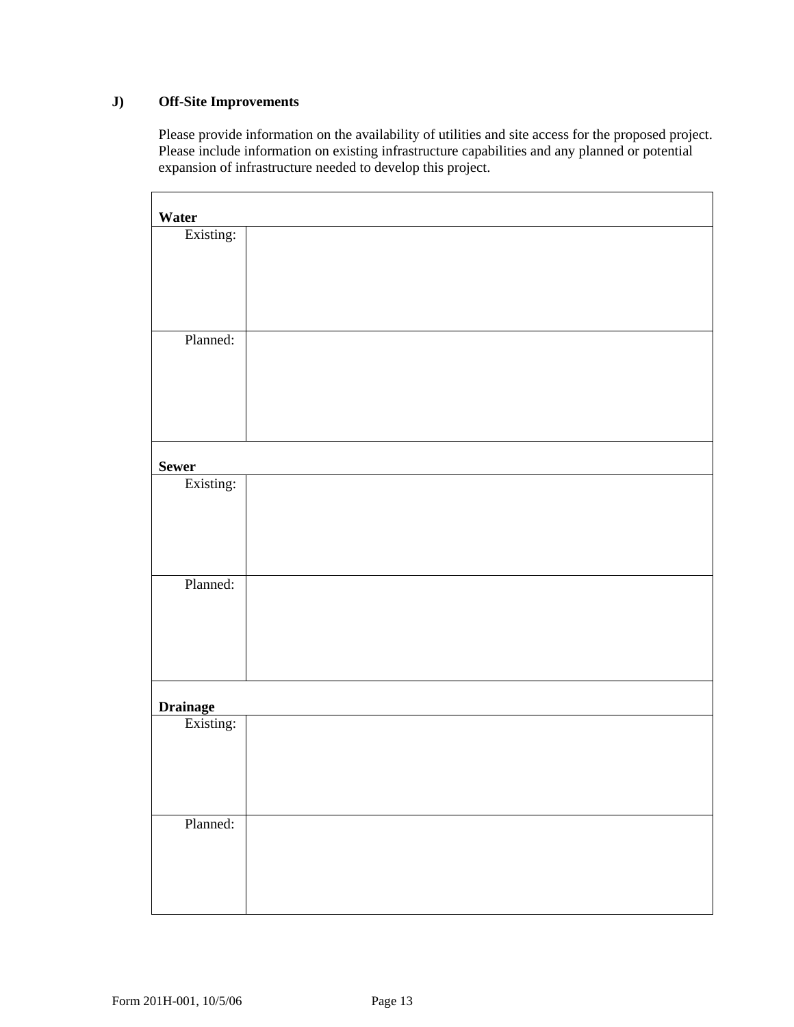**J) Off-Site Improvements**

Please provide information on the availability of utilities and site access for the proposed project. Please include information on existing infrastructure capabilities and any planned or potential expansion of infrastructure needed to develop this project.

| **Water** | |
|---|---|
| Existing: | |
| Planned: | |
| **Sewer** | |
| Existing: | |
| Planned: | |
| **Drainage** | |
| Existing: | |
| Planned: | |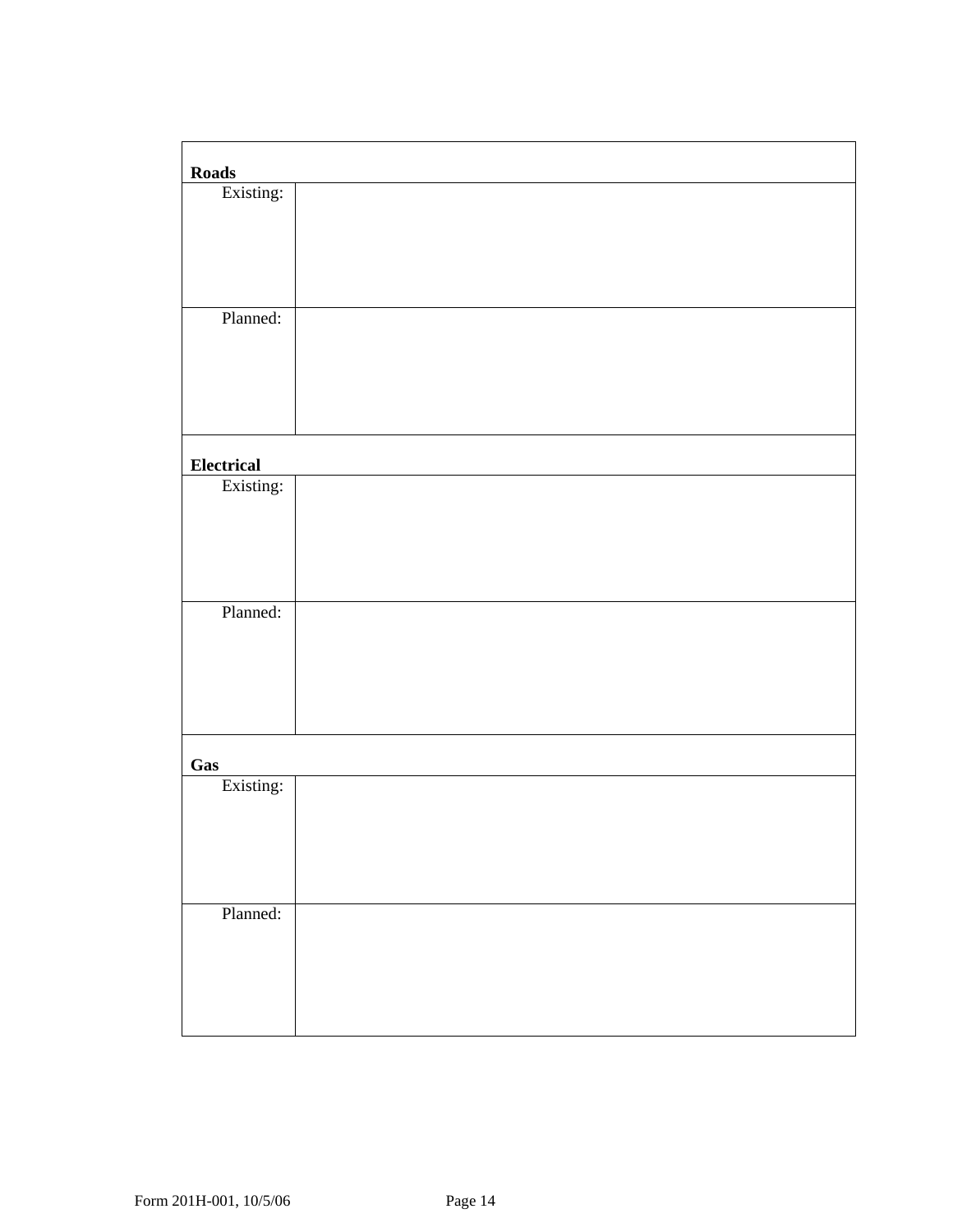| **Roads** | |
|---|---|
| Existing: | |
| Planned: | |
| **Electrical** | |
| Existing: | |
| Planned: | |
| **Gas** | |
| Existing: | |
| Planned: | |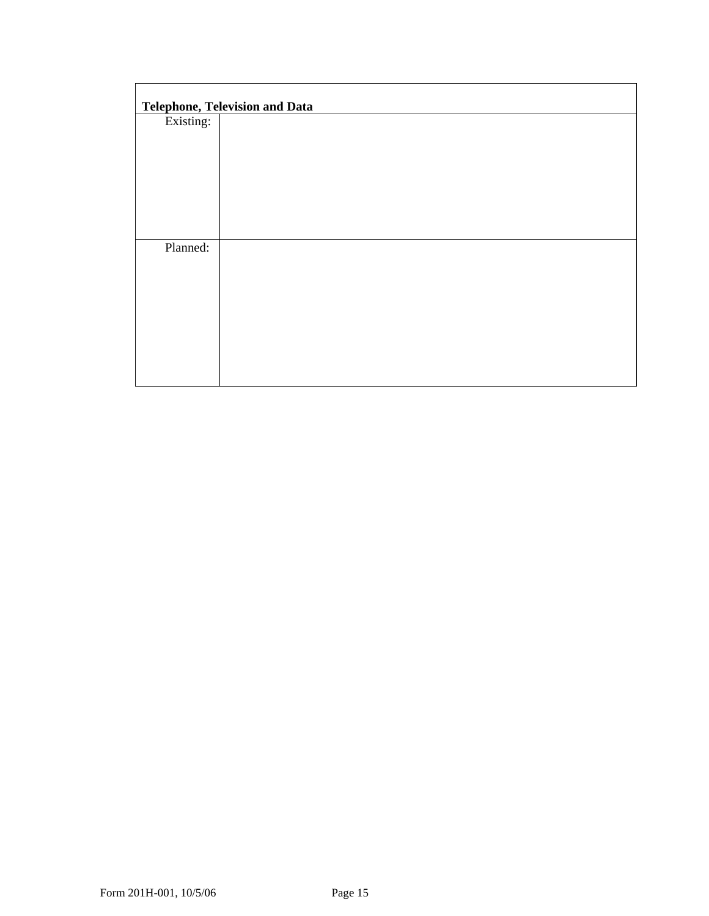| **Telephone, Television and Data** | |
|---|---|
| Existing: | |
| Planned: | |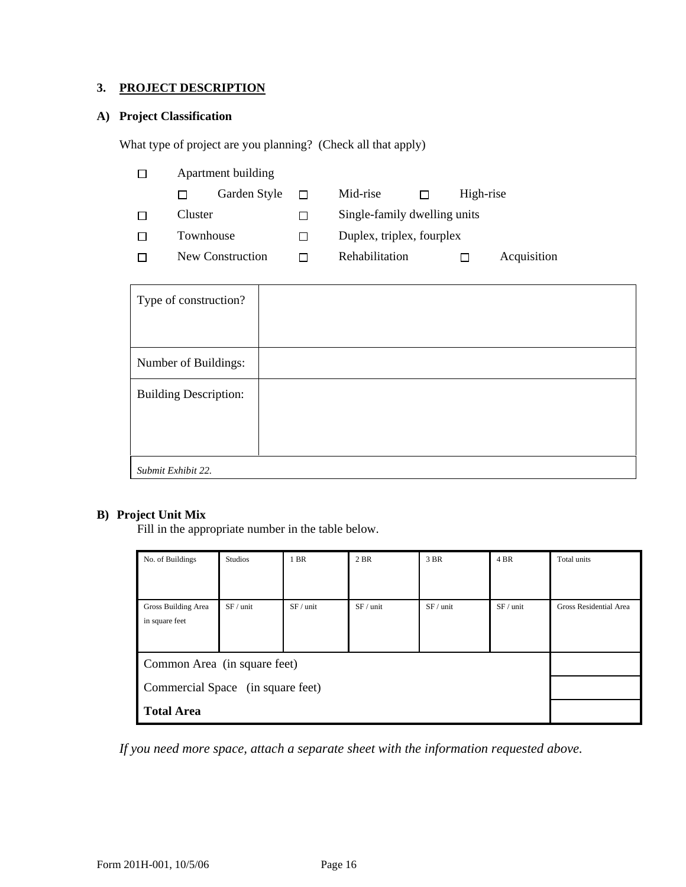## 3. PROJECT DESCRIPTION

### A) Project Classification

What type of project are you planning? (Check all that apply)

- ☐ Apartment building
  - ☐ Garden Style ☐ Mid-rise ☐ High-rise
- ☐ Cluster ☐ Single-family dwelling units
- ☐ Townhouse ☐ Duplex, triplex, fourplex
- ☐ New Construction ☐ Rehabilitation ☐ Acquisition

| | |
|---|---|
| Type of construction? | |
| Number of Buildings: | |
| Building Description: | |
| *Submit Exhibit 22.* | |

### B) Project Unit Mix

Fill in the appropriate number in the table below.

| No. of Buildings | Studios | 1 BR | 2 BR | 3 BR | 4 BR | Total units |
|---|---|---|---|---|---|---|
| Gross Building Area in square feet | SF / unit | SF / unit | SF / unit | SF / unit | SF / unit | Gross Residential Area |
| Common Area (in square feet) | | | | | | |
| Commercial Space (in square feet) | | | | | | |
| **Total Area** | | | | | | |

*If you need more space, attach a separate sheet with the information requested above.*

Form 201H-001, 10/5/06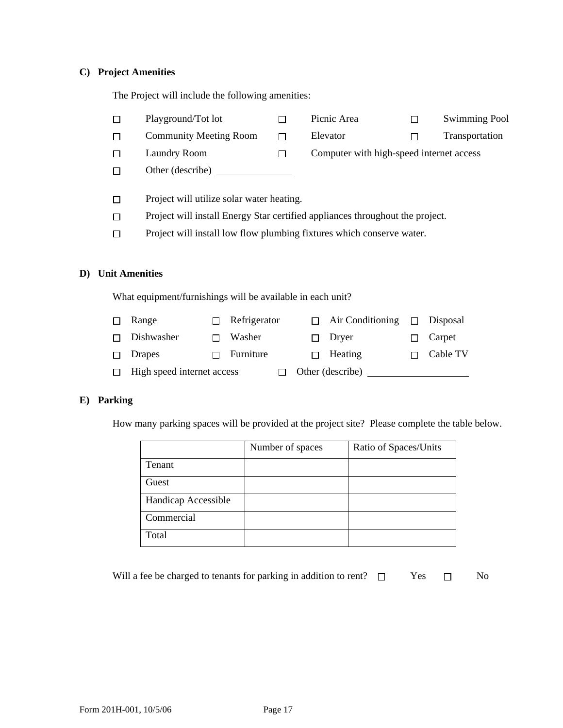### C) Project Amenities

The Project will include the following amenities:

- ☐ Playground/Tot lot
- ☐ Picnic Area
- ☐ Swimming Pool
- ☐ Community Meeting Room
- ☐ Elevator
- ☐ Transportation
- ☐ Laundry Room
- ☐ Computer with high-speed internet access
- ☐ Other (describe) ______________

- ☐ Project will utilize solar water heating.
- ☐ Project will install Energy Star certified appliances throughout the project.
- ☐ Project will install low flow plumbing fixtures which conserve water.

### D) Unit Amenities

What equipment/furnishings will be available in each unit?

- ☐ Range
- ☐ Refrigerator
- ☐ Air Conditioning
- ☐ Disposal
- ☐ Dishwasher
- ☐ Washer
- ☐ Dryer
- ☐ Carpet
- ☐ Drapes
- ☐ Furniture
- ☐ Heating
- ☐ Cable TV
- ☐ High speed internet access
- ☐ Other (describe) ____________________

### E) Parking

How many parking spaces will be provided at the project site? Please complete the table below.

| | Number of spaces | Ratio of Spaces/Units |
|---|---|---|
| Tenant | | |
| Guest | | |
| Handicap Accessible | | |
| Commercial | | |
| Total | | |

Will a fee be charged to tenants for parking in addition to rent? ☐ Yes ☐ No

Form 201H-001, 10/5/06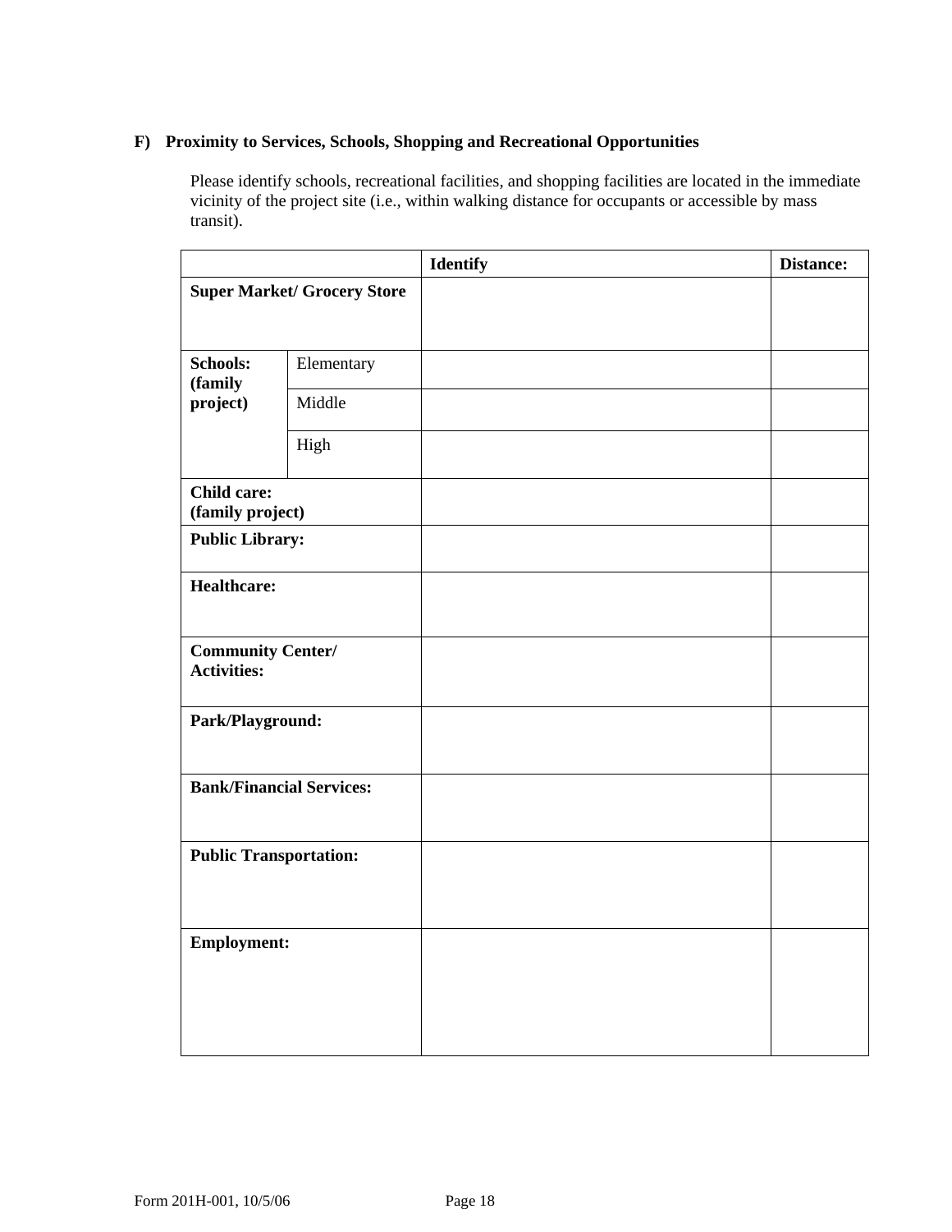### F) Proximity to Services, Schools, Shopping and Recreational Opportunities

Please identify schools, recreational facilities, and shopping facilities are located in the immediate vicinity of the project site (i.e., within walking distance for occupants or accessible by mass transit).

| | | Identify | Distance: |
|---|---|---|---|
| **Super Market/ Grocery Store** | | | |
| **Schools: (family project)** | Elementary | | |
| | Middle | | |
| | High | | |
| **Child care: (family project)** | | | |
| **Public Library:** | | | |
| **Healthcare:** | | | |
| **Community Center/ Activities:** | | | |
| **Park/Playground:** | | | |
| **Bank/Financial Services:** | | | |
| **Public Transportation:** | | | |
| **Employment:** | | | |

Form 201H-001, 10/5/06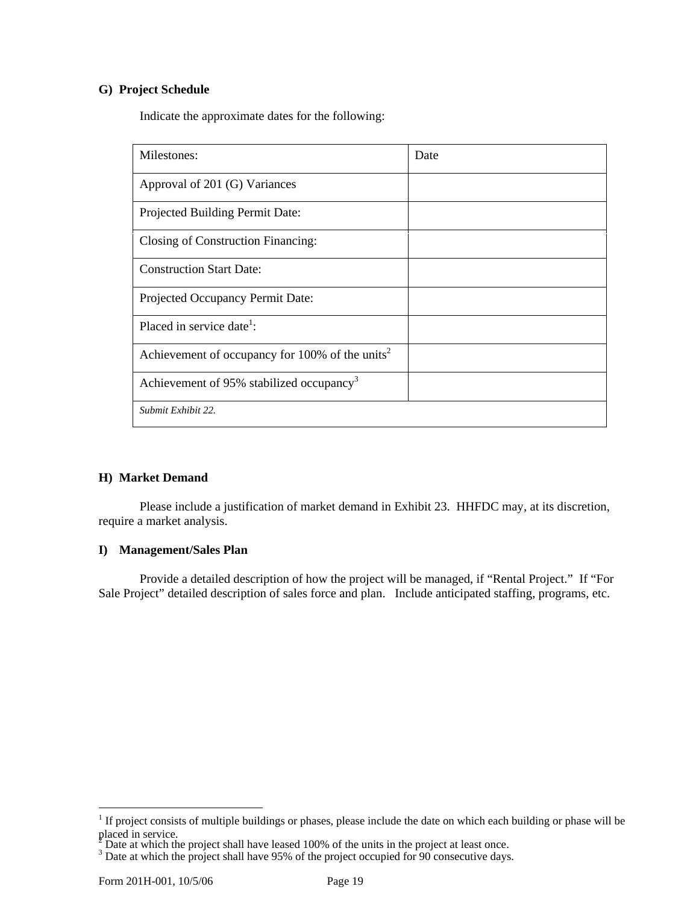**G) Project Schedule**

Indicate the approximate dates for the following:

| Milestones: | Date |
|---|---|
| Approval of 201 (G) Variances | |
| Projected Building Permit Date: | |
| Closing of Construction Financing: | |
| Construction Start Date: | |
| Projected Occupancy Permit Date: | |
| Placed in service date[1]: | |
| Achievement of occupancy for 100% of the units[2] | |
| Achievement of 95% stabilized occupancy[3] | |
| *Submit Exhibit 22.* | |

**H) Market Demand**

Please include a justification of market demand in Exhibit 23. HHFDC may, at its discretion, require a market analysis.

**I) Management/Sales Plan**

Provide a detailed description of how the project will be managed, if "Rental Project." If "For Sale Project" detailed description of sales force and plan. Include anticipated staffing, programs, etc.

---

[1] If project consists of multiple buildings or phases, please include the date on which each building or phase will be placed in service.

[2] Date at which the project shall have leased 100% of the units in the project at least once.

[3] Date at which the project shall have 95% of the project occupied for 90 consecutive days.

Form 201H-001, 10/5/06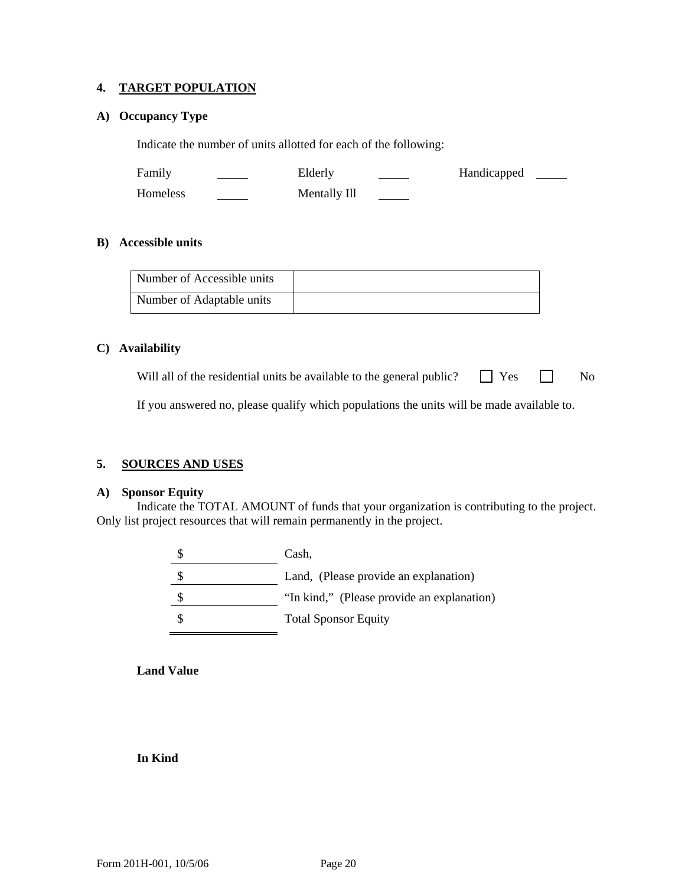## 4. TARGET POPULATION

### A) Occupancy Type

Indicate the number of units allotted for each of the following:

Family _____ Elderly _____ Handicapped _____

Homeless _____ Mentally Ill _____

### B) Accessible units

| Number of Accessible units | |
|---|---|
| Number of Adaptable units | |

### C) Availability

Will all of the residential units be available to the general public? ☐ Yes ☐ No

If you answered no, please qualify which populations the units will be made available to.

## 5. SOURCES AND USES

### A) Sponsor Equity

Indicate the TOTAL AMOUNT of funds that your organization is contributing to the project. Only list project resources that will remain permanently in the project.

| | |
|---|---|
| $ | Cash, |
| $ | Land, (Please provide an explanation) |
| $ | "In kind," (Please provide an explanation) |
| $ | Total Sponsor Equity |

**Land Value**

**In Kind**

Form 201H-001, 10/5/06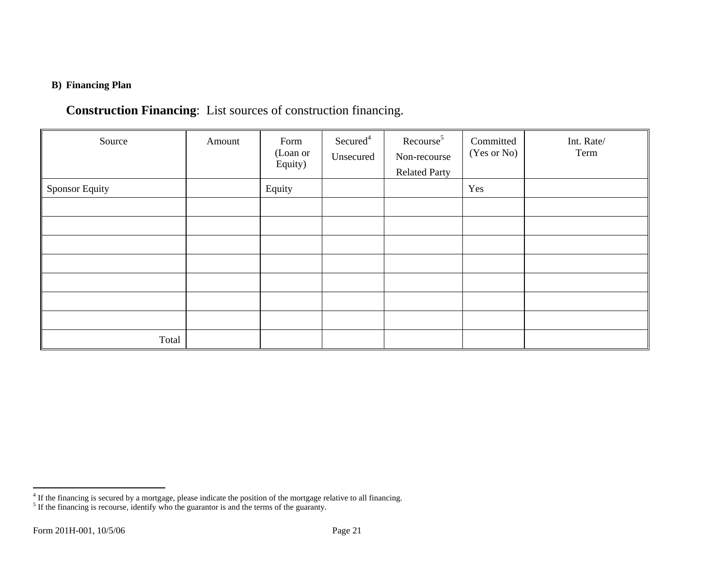**B) Financing Plan**

**Construction Financing**: List sources of construction financing.

| Source | Amount | Form (Loan or Equity) | Secured[4] Unsecured | Recourse[5] Non-recourse Related Party | Committed (Yes or No) | Int. Rate/ Term |
|---|---|---|---|---|---|---|
| Sponsor Equity | | Equity | | | Yes | |
| | | | | | | |
| | | | | | | |
| | | | | | | |
| | | | | | | |
| | | | | | | |
| | | | | | | |
| | | | | | | |
| Total | | | | | | |

[4] If the financing is secured by a mortgage, please indicate the position of the mortgage relative to all financing.
[5] If the financing is recourse, identify who the guarantor is and the terms of the guaranty.

Form 201H-001, 10/5/06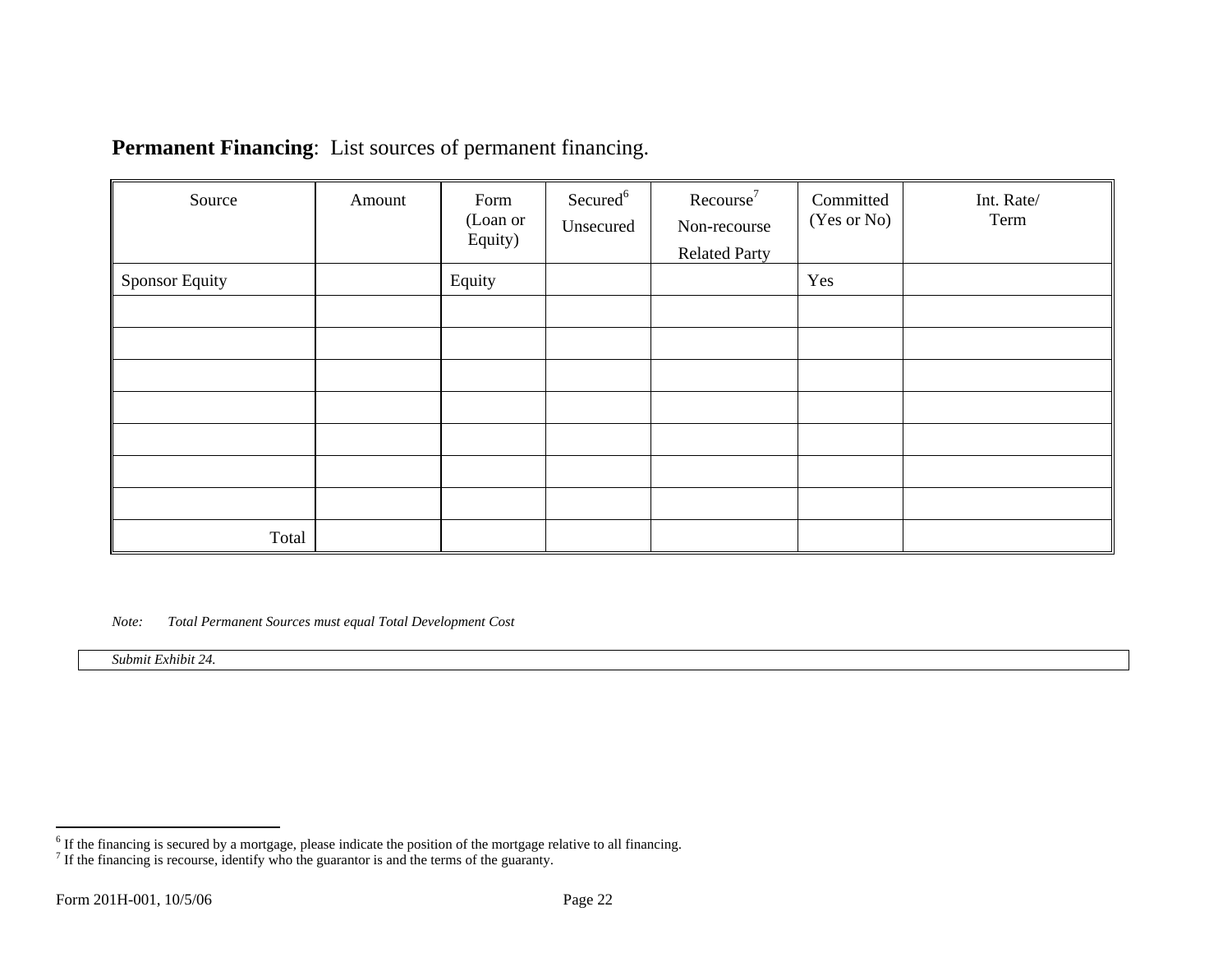**Permanent Financing**: List sources of permanent financing.

| Source | Amount | Form (Loan or Equity) | Secured[6] Unsecured | Recourse[7] Non-recourse Related Party | Committed (Yes or No) | Int. Rate/ Term |
|---|---|---|---|---|---|---|
| Sponsor Equity | | Equity | | | Yes | |
| | | | | | | |
| | | | | | | |
| | | | | | | |
| | | | | | | |
| | | | | | | |
| | | | | | | |
| | | | | | | |
| Total | | | | | | |

*Note: Total Permanent Sources must equal Total Development Cost*

*Submit Exhibit 24.*

[6] If the financing is secured by a mortgage, please indicate the position of the mortgage relative to all financing.
[7] If the financing is recourse, identify who the guarantor is and the terms of the guaranty.

Form 201H-001, 10/5/06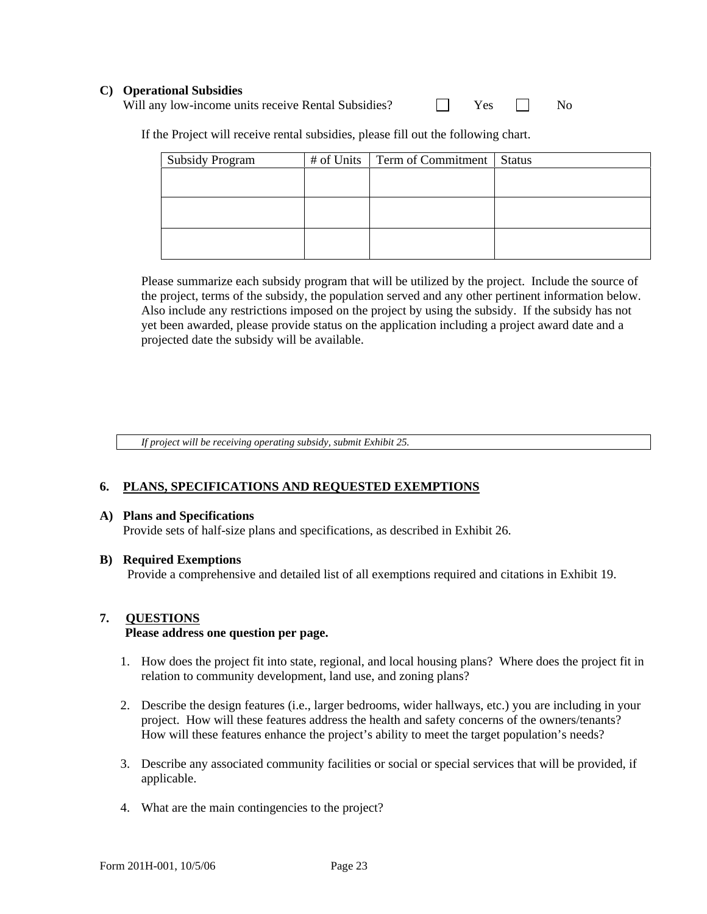**C) Operational Subsidies**

Will any low-income units receive Rental Subsidies? ☐ Yes ☐ No

If the Project will receive rental subsidies, please fill out the following chart.

| Subsidy Program | # of Units | Term of Commitment | Status |
|---|---|---|---|
| | | | |
| | | | |
| | | | |

Please summarize each subsidy program that will be utilized by the project. Include the source of the project, terms of the subsidy, the population served and any other pertinent information below. Also include any restrictions imposed on the project by using the subsidy. If the subsidy has not yet been awarded, please provide status on the application including a project award date and a projected date the subsidy will be available.

*If project will be receiving operating subsidy, submit Exhibit 25.*

## 6. PLANS, SPECIFICATIONS AND REQUESTED EXEMPTIONS

**A) Plans and Specifications**

Provide sets of half-size plans and specifications, as described in Exhibit 26.

**B) Required Exemptions**

Provide a comprehensive and detailed list of all exemptions required and citations in Exhibit 19.

## 7. QUESTIONS

**Please address one question per page.**

1. How does the project fit into state, regional, and local housing plans? Where does the project fit in relation to community development, land use, and zoning plans?

2. Describe the design features (i.e., larger bedrooms, wider hallways, etc.) you are including in your project. How will these features address the health and safety concerns of the owners/tenants? How will these features enhance the project's ability to meet the target population's needs?

3. Describe any associated community facilities or social or special services that will be provided, if applicable.

4. What are the main contingencies to the project?

Form 201H-001, 10/5/06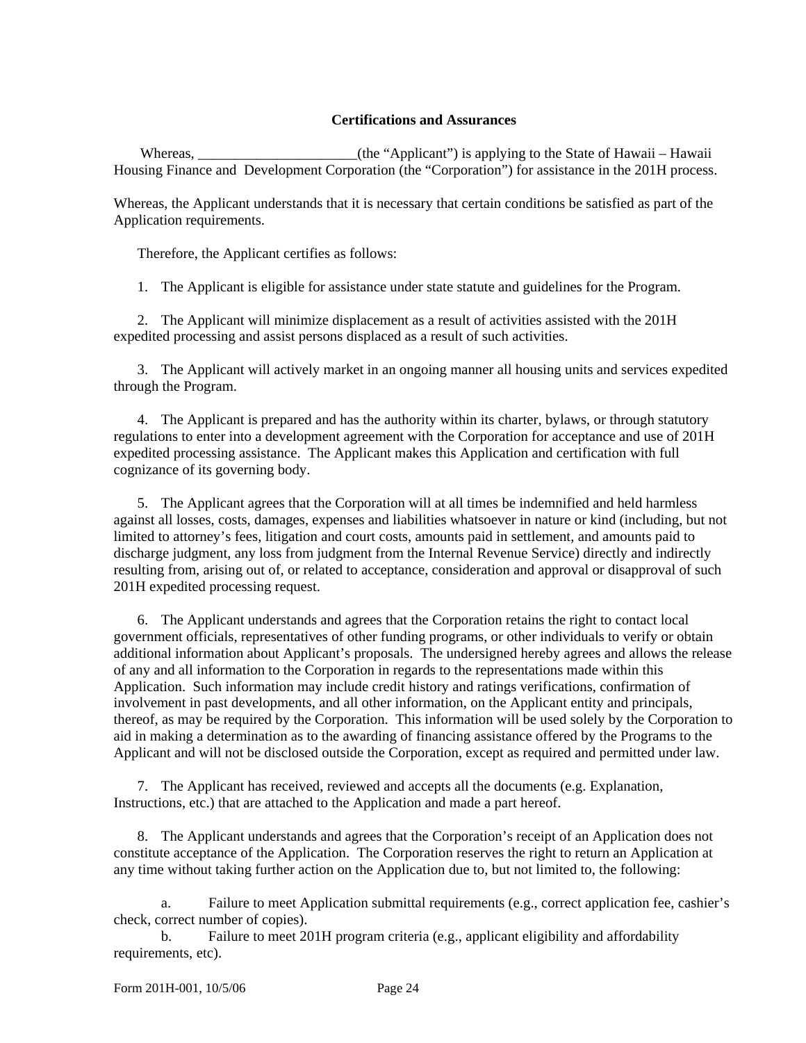**Certifications and Assurances**

Whereas, ______________________(the “Applicant”) is applying to the State of Hawaii – Hawaii Housing Finance and Development Corporation (the “Corporation”) for assistance in the 201H process.

Whereas, the Applicant understands that it is necessary that certain conditions be satisfied as part of the Application requirements.

Therefore, the Applicant certifies as follows:

1. The Applicant is eligible for assistance under state statute and guidelines for the Program.

2. The Applicant will minimize displacement as a result of activities assisted with the 201H expedited processing and assist persons displaced as a result of such activities.

3. The Applicant will actively market in an ongoing manner all housing units and services expedited through the Program.

4. The Applicant is prepared and has the authority within its charter, bylaws, or through statutory regulations to enter into a development agreement with the Corporation for acceptance and use of 201H expedited processing assistance. The Applicant makes this Application and certification with full cognizance of its governing body.

5. The Applicant agrees that the Corporation will at all times be indemnified and held harmless against all losses, costs, damages, expenses and liabilities whatsoever in nature or kind (including, but not limited to attorney’s fees, litigation and court costs, amounts paid in settlement, and amounts paid to discharge judgment, any loss from judgment from the Internal Revenue Service) directly and indirectly resulting from, arising out of, or related to acceptance, consideration and approval or disapproval of such 201H expedited processing request.

6. The Applicant understands and agrees that the Corporation retains the right to contact local government officials, representatives of other funding programs, or other individuals to verify or obtain additional information about Applicant’s proposals. The undersigned hereby agrees and allows the release of any and all information to the Corporation in regards to the representations made within this Application. Such information may include credit history and ratings verifications, confirmation of involvement in past developments, and all other information, on the Applicant entity and principals, thereof, as may be required by the Corporation. This information will be used solely by the Corporation to aid in making a determination as to the awarding of financing assistance offered by the Programs to the Applicant and will not be disclosed outside the Corporation, except as required and permitted under law.

7. The Applicant has received, reviewed and accepts all the documents (e.g. Explanation, Instructions, etc.) that are attached to the Application and made a part hereof.

8. The Applicant understands and agrees that the Corporation’s receipt of an Application does not constitute acceptance of the Application. The Corporation reserves the right to return an Application at any time without taking further action on the Application due to, but not limited to, the following:

   a. Failure to meet Application submittal requirements (e.g., correct application fee, cashier’s check, correct number of copies).

   b. Failure to meet 201H program criteria (e.g., applicant eligibility and affordability requirements, etc).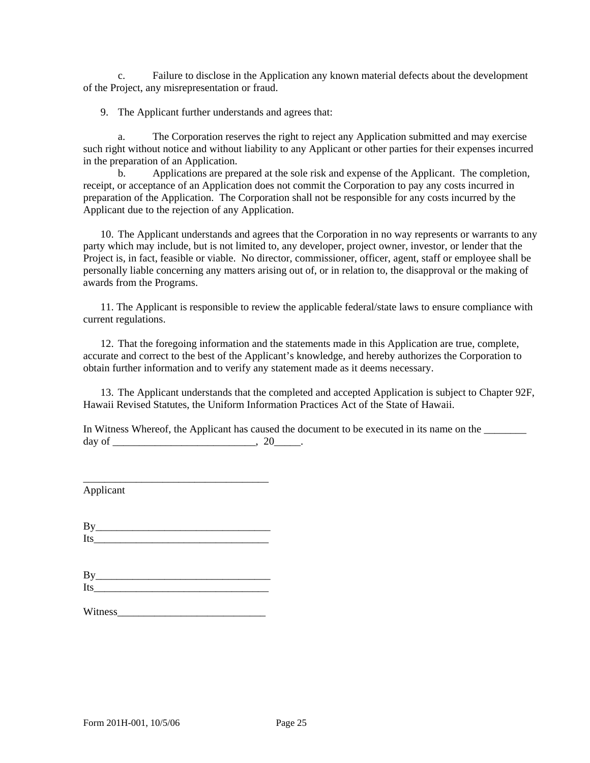c. Failure to disclose in the Application any known material defects about the development of the Project, any misrepresentation or fraud.

9. The Applicant further understands and agrees that:

a. The Corporation reserves the right to reject any Application submitted and may exercise such right without notice and without liability to any Applicant or other parties for their expenses incurred in the preparation of an Application.

b. Applications are prepared at the sole risk and expense of the Applicant. The completion, receipt, or acceptance of an Application does not commit the Corporation to pay any costs incurred in preparation of the Application. The Corporation shall not be responsible for any costs incurred by the Applicant due to the rejection of any Application.

10. The Applicant understands and agrees that the Corporation in no way represents or warrants to any party which may include, but is not limited to, any developer, project owner, investor, or lender that the Project is, in fact, feasible or viable. No director, commissioner, officer, agent, staff or employee shall be personally liable concerning any matters arising out of, or in relation to, the disapproval or the making of awards from the Programs.

11. The Applicant is responsible to review the applicable federal/state laws to ensure compliance with current regulations.

12. That the foregoing information and the statements made in this Application are true, complete, accurate and correct to the best of the Applicant's knowledge, and hereby authorizes the Corporation to obtain further information and to verify any statement made as it deems necessary.

13. The Applicant understands that the completed and accepted Application is subject to Chapter 92F, Hawaii Revised Statutes, the Uniform Information Practices Act of the State of Hawaii.

In Witness Whereof, the Applicant has caused the document to be executed in its name on the ________ day of ___________________________, 20_____.

___________________________________
Applicant

By_________________________________
Its_________________________________

By_________________________________
Its_________________________________

Witness____________________________

Form 201H-001, 10/5/06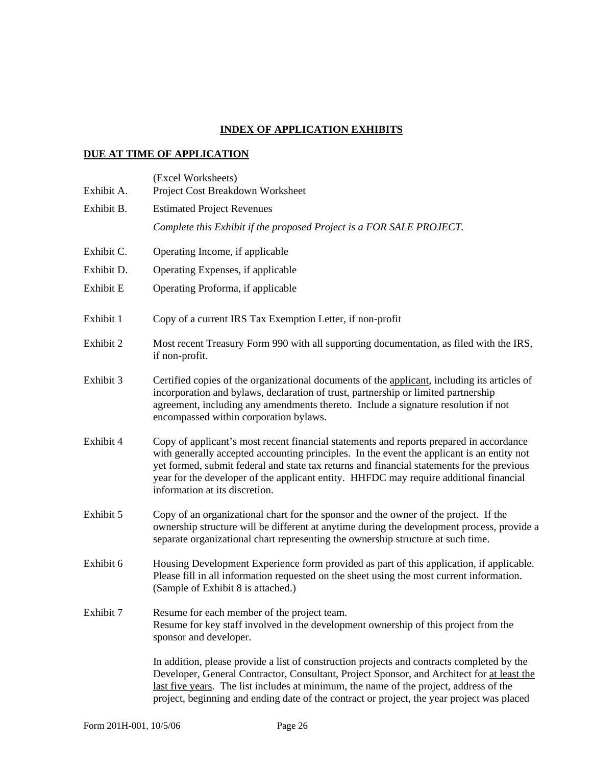**INDEX OF APPLICATION EXHIBITS**

**DUE AT TIME OF APPLICATION**

(Excel Worksheets)

Exhibit A. Project Cost Breakdown Worksheet

Exhibit B. Estimated Project Revenues

*Complete this Exhibit if the proposed Project is a FOR SALE PROJECT.*

Exhibit C. Operating Income, if applicable

Exhibit D. Operating Expenses, if applicable

Exhibit E Operating Proforma, if applicable

Exhibit 1 Copy of a current IRS Tax Exemption Letter, if non-profit

Exhibit 2 Most recent Treasury Form 990 with all supporting documentation, as filed with the IRS, if non-profit.

Exhibit 3 Certified copies of the organizational documents of the applicant, including its articles of incorporation and bylaws, declaration of trust, partnership or limited partnership agreement, including any amendments thereto. Include a signature resolution if not encompassed within corporation bylaws.

Exhibit 4 Copy of applicant's most recent financial statements and reports prepared in accordance with generally accepted accounting principles. In the event the applicant is an entity not yet formed, submit federal and state tax returns and financial statements for the previous year for the developer of the applicant entity. HHFDC may require additional financial information at its discretion.

Exhibit 5 Copy of an organizational chart for the sponsor and the owner of the project. If the ownership structure will be different at anytime during the development process, provide a separate organizational chart representing the ownership structure at such time.

Exhibit 6 Housing Development Experience form provided as part of this application, if applicable. Please fill in all information requested on the sheet using the most current information. (Sample of Exhibit 8 is attached.)

Exhibit 7 Resume for each member of the project team.
Resume for key staff involved in the development ownership of this project from the sponsor and developer.

In addition, please provide a list of construction projects and contracts completed by the Developer, General Contractor, Consultant, Project Sponsor, and Architect for at least the last five years. The list includes at minimum, the name of the project, address of the project, beginning and ending date of the contract or project, the year project was placed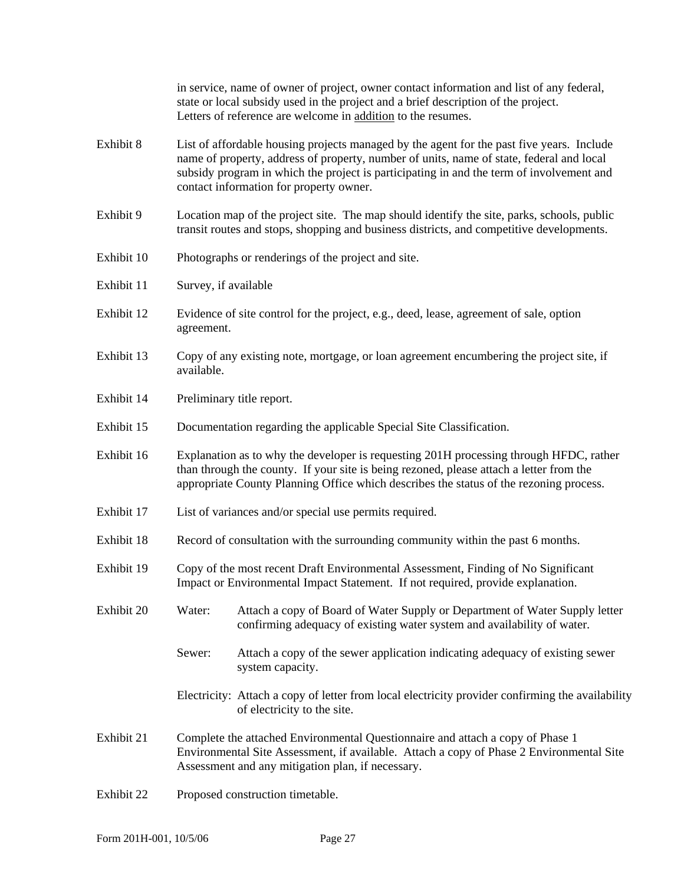in service, name of owner of project, owner contact information and list of any federal, state or local subsidy used in the project and a brief description of the project. Letters of reference are welcome in addition to the resumes.

Exhibit 8 List of affordable housing projects managed by the agent for the past five years. Include name of property, address of property, number of units, name of state, federal and local subsidy program in which the project is participating in and the term of involvement and contact information for property owner.

Exhibit 9 Location map of the project site. The map should identify the site, parks, schools, public transit routes and stops, shopping and business districts, and competitive developments.

Exhibit 10 Photographs or renderings of the project and site.

Exhibit 11 Survey, if available

Exhibit 12 Evidence of site control for the project, e.g., deed, lease, agreement of sale, option agreement.

Exhibit 13 Copy of any existing note, mortgage, or loan agreement encumbering the project site, if available.

Exhibit 14 Preliminary title report.

Exhibit 15 Documentation regarding the applicable Special Site Classification.

Exhibit 16 Explanation as to why the developer is requesting 201H processing through HFDC, rather than through the county. If your site is being rezoned, please attach a letter from the appropriate County Planning Office which describes the status of the rezoning process.

Exhibit 17 List of variances and/or special use permits required.

Exhibit 18 Record of consultation with the surrounding community within the past 6 months.

Exhibit 19 Copy of the most recent Draft Environmental Assessment, Finding of No Significant Impact or Environmental Impact Statement. If not required, provide explanation.

Exhibit 20 Water: Attach a copy of Board of Water Supply or Department of Water Supply letter confirming adequacy of existing water system and availability of water.

Sewer: Attach a copy of the sewer application indicating adequacy of existing sewer system capacity.

Electricity: Attach a copy of letter from local electricity provider confirming the availability of electricity to the site.

Exhibit 21 Complete the attached Environmental Questionnaire and attach a copy of Phase 1 Environmental Site Assessment, if available. Attach a copy of Phase 2 Environmental Site Assessment and any mitigation plan, if necessary.

Exhibit 22 Proposed construction timetable.

Form 201H-001, 10/5/06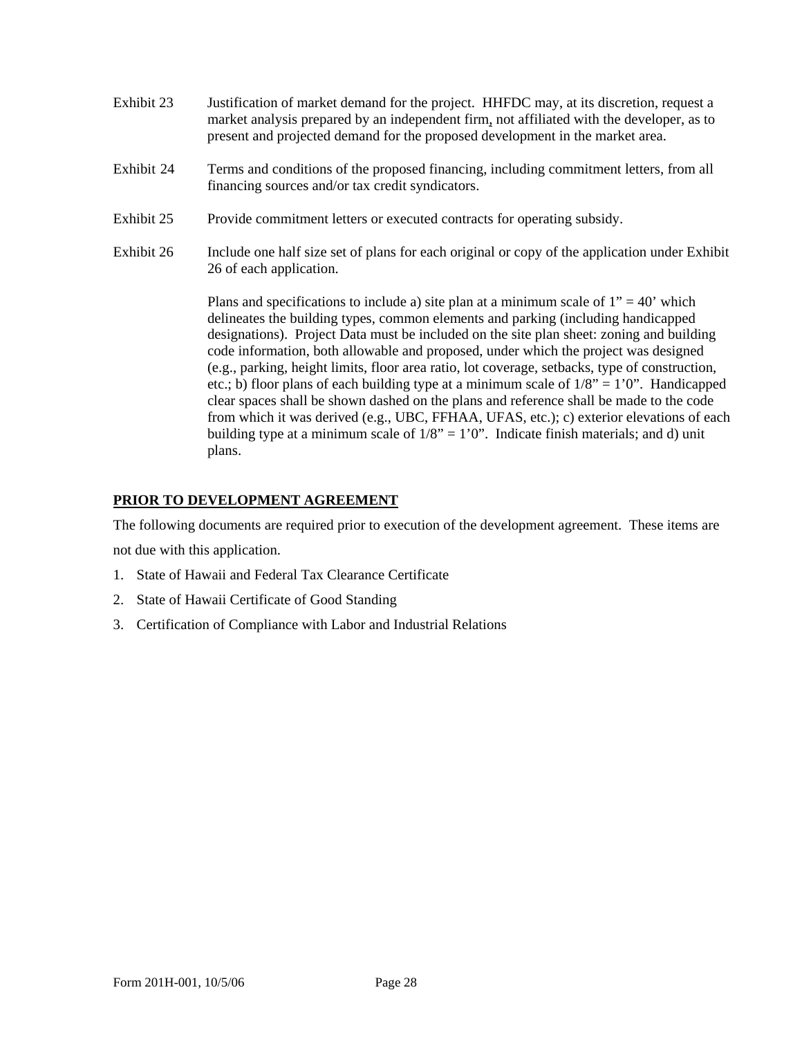Exhibit 23 Justification of market demand for the project. HHFDC may, at its discretion, request a market analysis prepared by an independent firm, not affiliated with the developer, as to present and projected demand for the proposed development in the market area.

Exhibit 24 Terms and conditions of the proposed financing, including commitment letters, from all financing sources and/or tax credit syndicators.

Exhibit 25 Provide commitment letters or executed contracts for operating subsidy.

Exhibit 26 Include one half size set of plans for each original or copy of the application under Exhibit 26 of each application.

Plans and specifications to include a) site plan at a minimum scale of 1” = 40’ which delineates the building types, common elements and parking (including handicapped designations). Project Data must be included on the site plan sheet: zoning and building code information, both allowable and proposed, under which the project was designed (e.g., parking, height limits, floor area ratio, lot coverage, setbacks, type of construction, etc.; b) floor plans of each building type at a minimum scale of 1/8” = 1’0”. Handicapped clear spaces shall be shown dashed on the plans and reference shall be made to the code from which it was derived (e.g., UBC, FFHAA, UFAS, etc.); c) exterior elevations of each building type at a minimum scale of 1/8” = 1’0”. Indicate finish materials; and d) unit plans.

**PRIOR TO DEVELOPMENT AGREEMENT**

The following documents are required prior to execution of the development agreement. These items are not due with this application.

1. State of Hawaii and Federal Tax Clearance Certificate
2. State of Hawaii Certificate of Good Standing
3. Certification of Compliance with Labor and Industrial Relations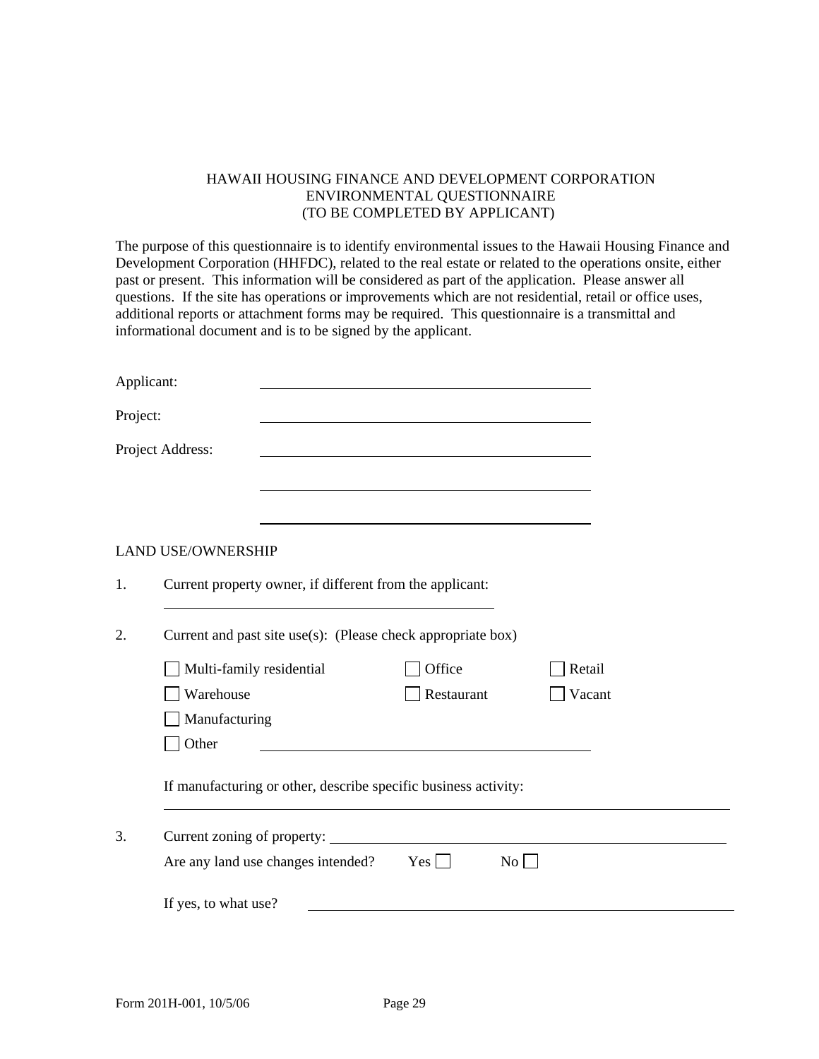HAWAII HOUSING FINANCE AND DEVELOPMENT CORPORATION
ENVIRONMENTAL QUESTIONNAIRE
(TO BE COMPLETED BY APPLICANT)

The purpose of this questionnaire is to identify environmental issues to the Hawaii Housing Finance and Development Corporation (HHFDC), related to the real estate or related to the operations onsite, either past or present. This information will be considered as part of the application. Please answer all questions. If the site has operations or improvements which are not residential, retail or office uses, additional reports or attachment forms may be required. This questionnaire is a transmittal and informational document and is to be signed by the applicant.

Applicant: ______________________________

Project: ______________________________

Project Address: ______________________________

______________________________

______________________________

LAND USE/OWNERSHIP

1. Current property owner, if different from the applicant:

   ______________________________

2. Current and past site use(s): (Please check appropriate box)

   ☐ Multi-family residential ☐ Office ☐ Retail

   ☐ Warehouse ☐ Restaurant ☐ Vacant

   ☐ Manufacturing

   ☐ Other ______________________________

   If manufacturing or other, describe specific business activity:

   ______________________________

3. Current zoning of property: ______________________________

   Are any land use changes intended? Yes ☐ No ☐

   If yes, to what use? ______________________________

Form 201H-001, 10/5/06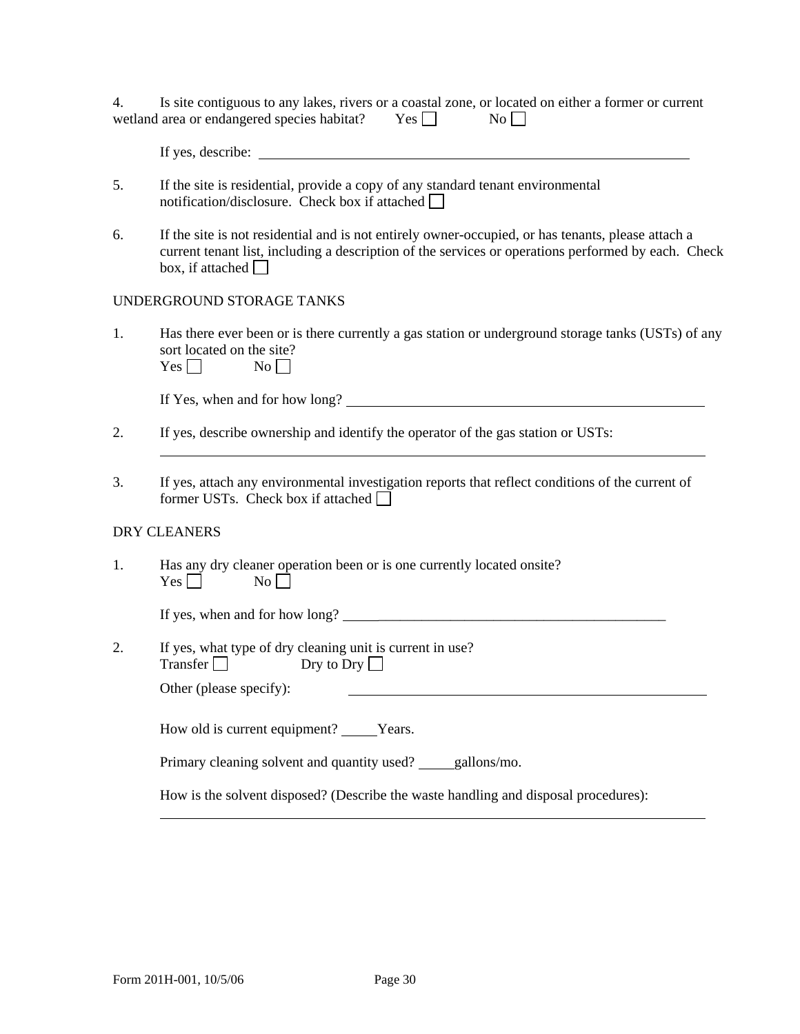4. Is site contiguous to any lakes, rivers or a coastal zone, or located on either a former or current wetland area or endangered species habitat? Yes ☐ No ☐

If yes, describe: \_\_\_\_\_\_\_\_\_\_\_\_\_\_\_\_\_\_\_\_\_\_\_\_\_\_\_\_\_\_\_\_\_\_\_\_\_\_\_\_\_\_\_\_\_\_\_\_\_\_\_\_

5. If the site is residential, provide a copy of any standard tenant environmental notification/disclosure. Check box if attached ☐

6. If the site is not residential and is not entirely owner-occupied, or has tenants, please attach a current tenant list, including a description of the services or operations performed by each. Check box, if attached ☐

UNDERGROUND STORAGE TANKS

1. Has there ever been or is there currently a gas station or underground storage tanks (USTs) of any sort located on the site?
Yes ☐ No ☐

If Yes, when and for how long? \_\_\_\_\_\_\_\_\_\_\_\_\_\_\_\_\_\_\_\_\_\_\_\_\_\_\_\_\_\_\_\_\_\_\_\_\_\_\_\_\_\_\_\_

2. If yes, describe ownership and identify the operator of the gas station or USTs:
\_\_\_\_\_\_\_\_\_\_\_\_\_\_\_\_\_\_\_\_\_\_\_\_\_\_\_\_\_\_\_\_\_\_\_\_\_\_\_\_\_\_\_\_\_\_\_\_\_\_\_\_\_\_\_\_\_\_\_\_\_\_\_\_\_\_\_\_

3. If yes, attach any environmental investigation reports that reflect conditions of the current of former USTs. Check box if attached ☐

DRY CLEANERS

1. Has any dry cleaner operation been or is one currently located onsite?
Yes ☐ No ☐

If yes, when and for how long? \_\_\_\_\_\_\_\_\_\_\_\_\_\_\_\_\_\_\_\_\_\_\_\_\_\_\_\_\_\_\_\_\_\_\_\_\_\_\_\_\_\_\_\_

2. If yes, what type of dry cleaning unit is current in use?
Transfer ☐ Dry to Dry ☐

Other (please specify): \_\_\_\_\_\_\_\_\_\_\_\_\_\_\_\_\_\_\_\_\_\_\_\_\_\_\_\_\_\_\_\_\_\_\_\_\_\_\_\_\_\_\_\_

How old is current equipment? \_\_\_\_\_Years.

Primary cleaning solvent and quantity used? \_\_\_\_\_gallons/mo.

How is the solvent disposed? (Describe the waste handling and disposal procedures):
\_\_\_\_\_\_\_\_\_\_\_\_\_\_\_\_\_\_\_\_\_\_\_\_\_\_\_\_\_\_\_\_\_\_\_\_\_\_\_\_\_\_\_\_\_\_\_\_\_\_\_\_\_\_\_\_\_\_\_\_\_\_\_\_\_\_\_\_

Form 201H-001, 10/5/06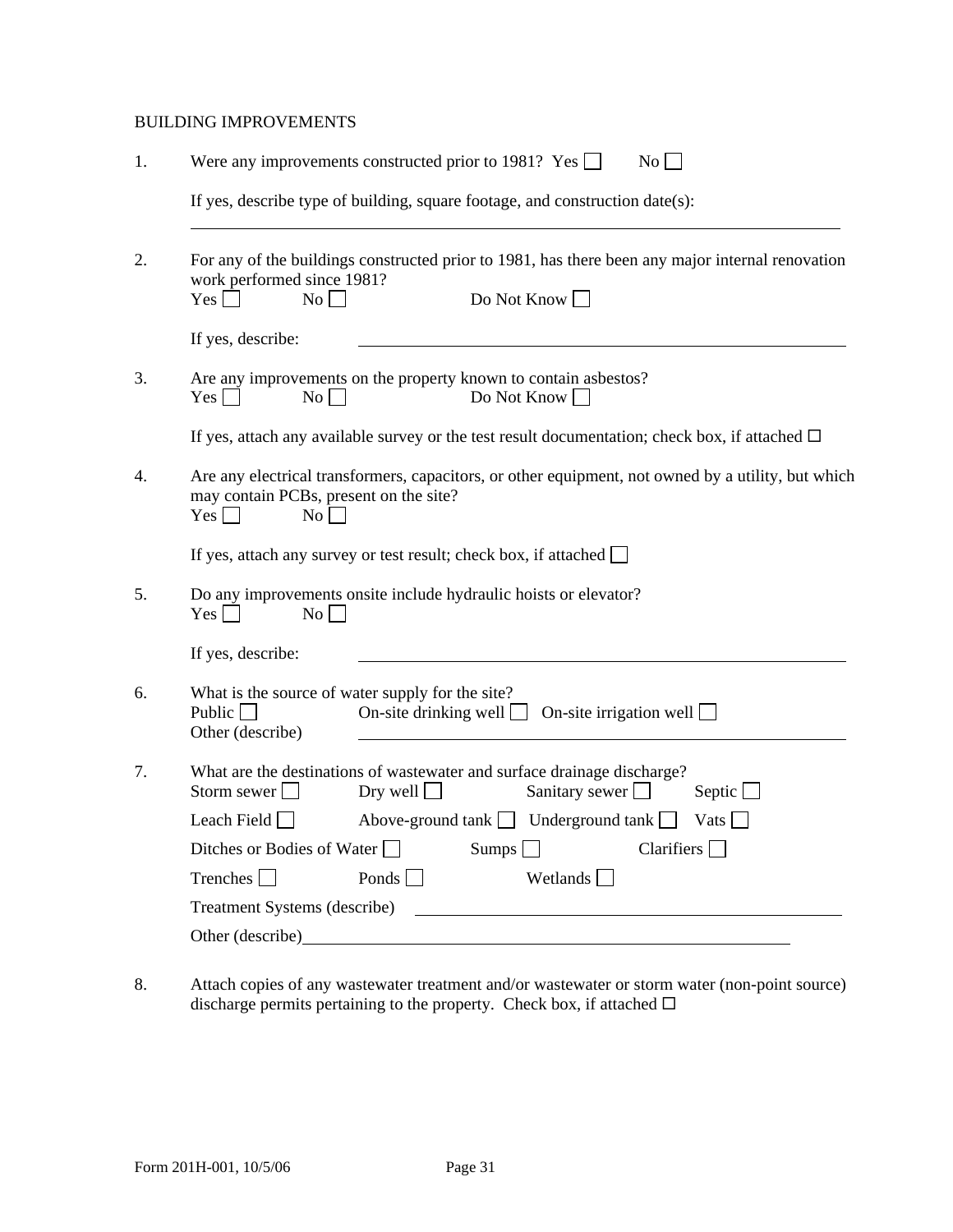BUILDING IMPROVEMENTS

1. Were any improvements constructed prior to 1981? Yes ☐ No ☐

   If yes, describe type of building, square footage, and construction date(s):

   ______________________________________________________________________

2. For any of the buildings constructed prior to 1981, has there been any major internal renovation work performed since 1981?
   Yes ☐ No ☐ Do Not Know ☐

   If yes, describe: ______________________________________________________

3. Are any improvements on the property known to contain asbestos?
   Yes ☐ No ☐ Do Not Know ☐

   If yes, attach any available survey or the test result documentation; check box, if attached ☐

4. Are any electrical transformers, capacitors, or other equipment, not owned by a utility, but which may contain PCBs, present on the site?
   Yes ☐ No ☐

   If yes, attach any survey or test result; check box, if attached ☐

5. Do any improvements onsite include hydraulic hoists or elevator?
   Yes ☐ No ☐

   If yes, describe: ______________________________________________________

6. What is the source of water supply for the site?
   Public ☐ On-site drinking well ☐ On-site irrigation well ☐
   Other (describe) ______________________________________________________

7. What are the destinations of wastewater and surface drainage discharge?
   Storm sewer ☐ Dry well ☐ Sanitary sewer ☐ Septic ☐

   Leach Field ☐ Above-ground tank ☐ Underground tank ☐ Vats ☐

   Ditches or Bodies of Water ☐ Sumps ☐ Clarifiers ☐

   Trenches ☐ Ponds ☐ Wetlands ☐

   Treatment Systems (describe) ____________________________________________

   Other (describe)______________________________________________________

8. Attach copies of any wastewater treatment and/or wastewater or storm water (non-point source) discharge permits pertaining to the property. Check box, if attached ☐

Form 201H-001, 10/5/06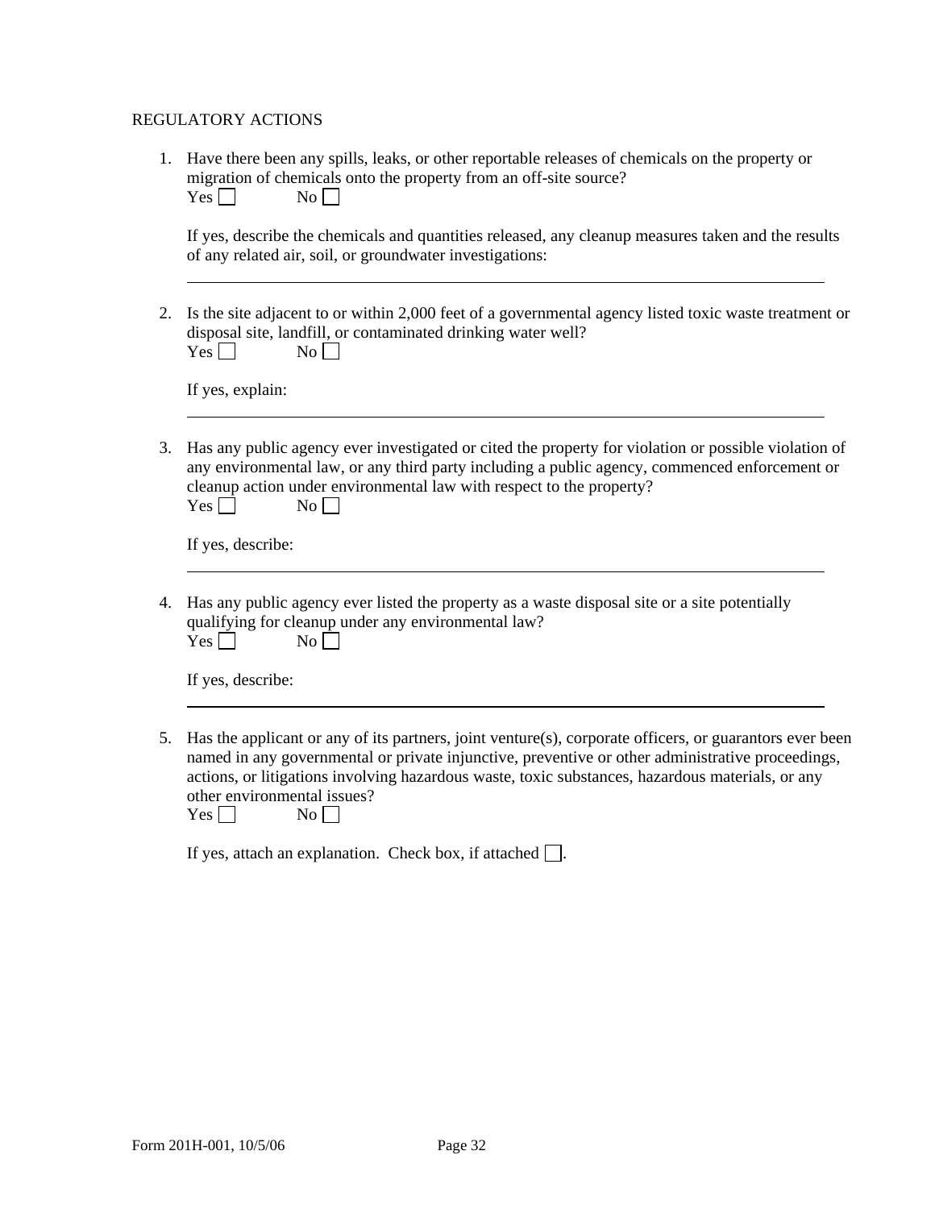REGULATORY ACTIONS

1. Have there been any spills, leaks, or other reportable releases of chemicals on the property or migration of chemicals onto the property from an off-site source?
   Yes ☐ No ☐

   If yes, describe the chemicals and quantities released, any cleanup measures taken and the results of any related air, soil, or groundwater investigations:

   \_\_\_\_\_\_\_\_\_\_\_\_\_\_\_\_\_\_\_\_\_\_\_\_\_\_\_\_\_\_\_\_\_\_\_\_\_\_\_\_\_\_\_\_\_\_\_\_\_\_\_\_\_\_\_\_\_\_\_\_\_\_\_\_\_\_\_\_\_\_

2. Is the site adjacent to or within 2,000 feet of a governmental agency listed toxic waste treatment or disposal site, landfill, or contaminated drinking water well?
   Yes ☐ No ☐

   If yes, explain:

   \_\_\_\_\_\_\_\_\_\_\_\_\_\_\_\_\_\_\_\_\_\_\_\_\_\_\_\_\_\_\_\_\_\_\_\_\_\_\_\_\_\_\_\_\_\_\_\_\_\_\_\_\_\_\_\_\_\_\_\_\_\_\_\_\_\_\_\_\_\_

3. Has any public agency ever investigated or cited the property for violation or possible violation of any environmental law, or any third party including a public agency, commenced enforcement or cleanup action under environmental law with respect to the property?
   Yes ☐ No ☐

   If yes, describe:

   \_\_\_\_\_\_\_\_\_\_\_\_\_\_\_\_\_\_\_\_\_\_\_\_\_\_\_\_\_\_\_\_\_\_\_\_\_\_\_\_\_\_\_\_\_\_\_\_\_\_\_\_\_\_\_\_\_\_\_\_\_\_\_\_\_\_\_\_\_\_

4. Has any public agency ever listed the property as a waste disposal site or a site potentially qualifying for cleanup under any environmental law?
   Yes ☐ No ☐

   If yes, describe:

   \_\_\_\_\_\_\_\_\_\_\_\_\_\_\_\_\_\_\_\_\_\_\_\_\_\_\_\_\_\_\_\_\_\_\_\_\_\_\_\_\_\_\_\_\_\_\_\_\_\_\_\_\_\_\_\_\_\_\_\_\_\_\_\_\_\_\_\_\_\_

5. Has the applicant or any of its partners, joint venture(s), corporate officers, or guarantors ever been named in any governmental or private injunctive, preventive or other administrative proceedings, actions, or litigations involving hazardous waste, toxic substances, hazardous materials, or any other environmental issues?
   Yes ☐ No ☐

   If yes, attach an explanation. Check box, if attached ☐.

Form 201H-001, 10/5/06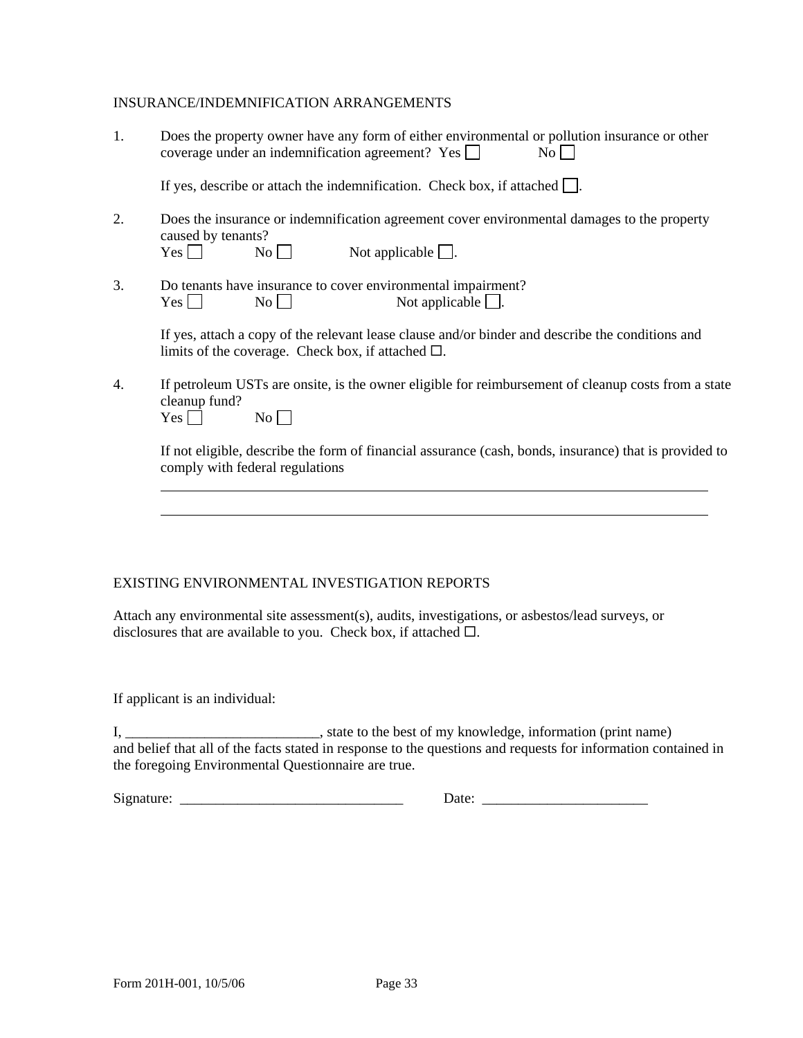INSURANCE/INDEMNIFICATION ARRANGEMENTS

1. Does the property owner have any form of either environmental or pollution insurance or other coverage under an indemnification agreement? Yes ☐ No ☐

   If yes, describe or attach the indemnification. Check box, if attached ☐.

2. Does the insurance or indemnification agreement cover environmental damages to the property caused by tenants?
   Yes ☐ No ☐ Not applicable ☐.

3. Do tenants have insurance to cover environmental impairment?
   Yes ☐ No ☐ Not applicable ☐.

   If yes, attach a copy of the relevant lease clause and/or binder and describe the conditions and limits of the coverage. Check box, if attached ☐.

4. If petroleum USTs are onsite, is the owner eligible for reimbursement of cleanup costs from a state cleanup fund?
   Yes ☐ No ☐

   If not eligible, describe the form of financial assurance (cash, bonds, insurance) that is provided to comply with federal regulations

   ______________________________________________________________________________

   ______________________________________________________________________________

EXISTING ENVIRONMENTAL INVESTIGATION REPORTS

Attach any environmental site assessment(s), audits, investigations, or asbestos/lead surveys, or disclosures that are available to you. Check box, if attached ☐.

If applicant is an individual:

I, ___________________________, state to the best of my knowledge, information (print name) and belief that all of the facts stated in response to the questions and requests for information contained in the foregoing Environmental Questionnaire are true.

Signature: ________________________________ Date: ________________________

Form 201H-001, 10/5/06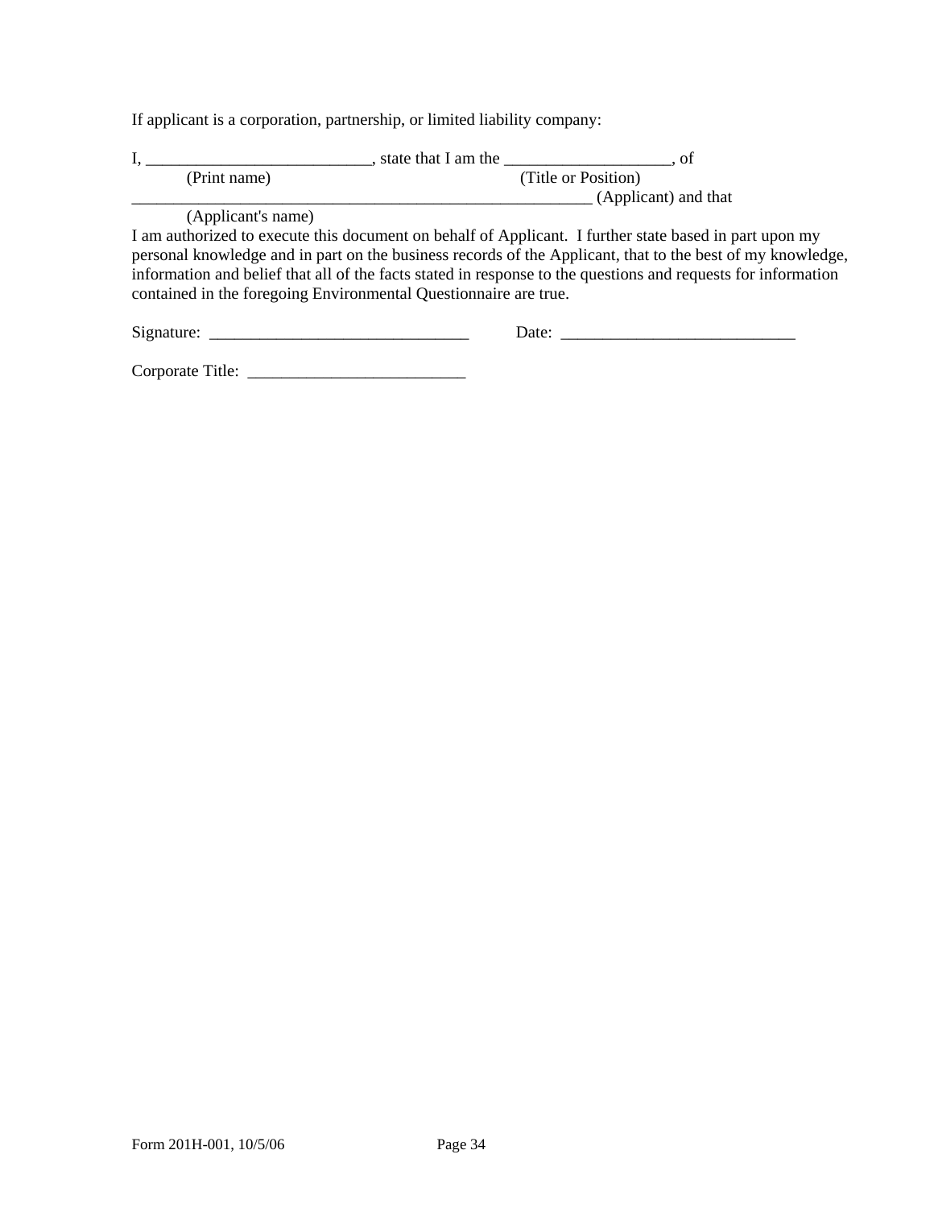If applicant is a corporation, partnership, or limited liability company:

I, ___________________________, state that I am the ____________________, of
(Print name) (Title or Position)
_________________________________________________________ (Applicant) and that
(Applicant's name)
I am authorized to execute this document on behalf of Applicant. I further state based in part upon my personal knowledge and in part on the business records of the Applicant, that to the best of my knowledge, information and belief that all of the facts stated in response to the questions and requests for information contained in the foregoing Environmental Questionnaire are true.

Signature: _______________________________ Date: ____________________________

Corporate Title: __________________________

Form 201H-001, 10/5/06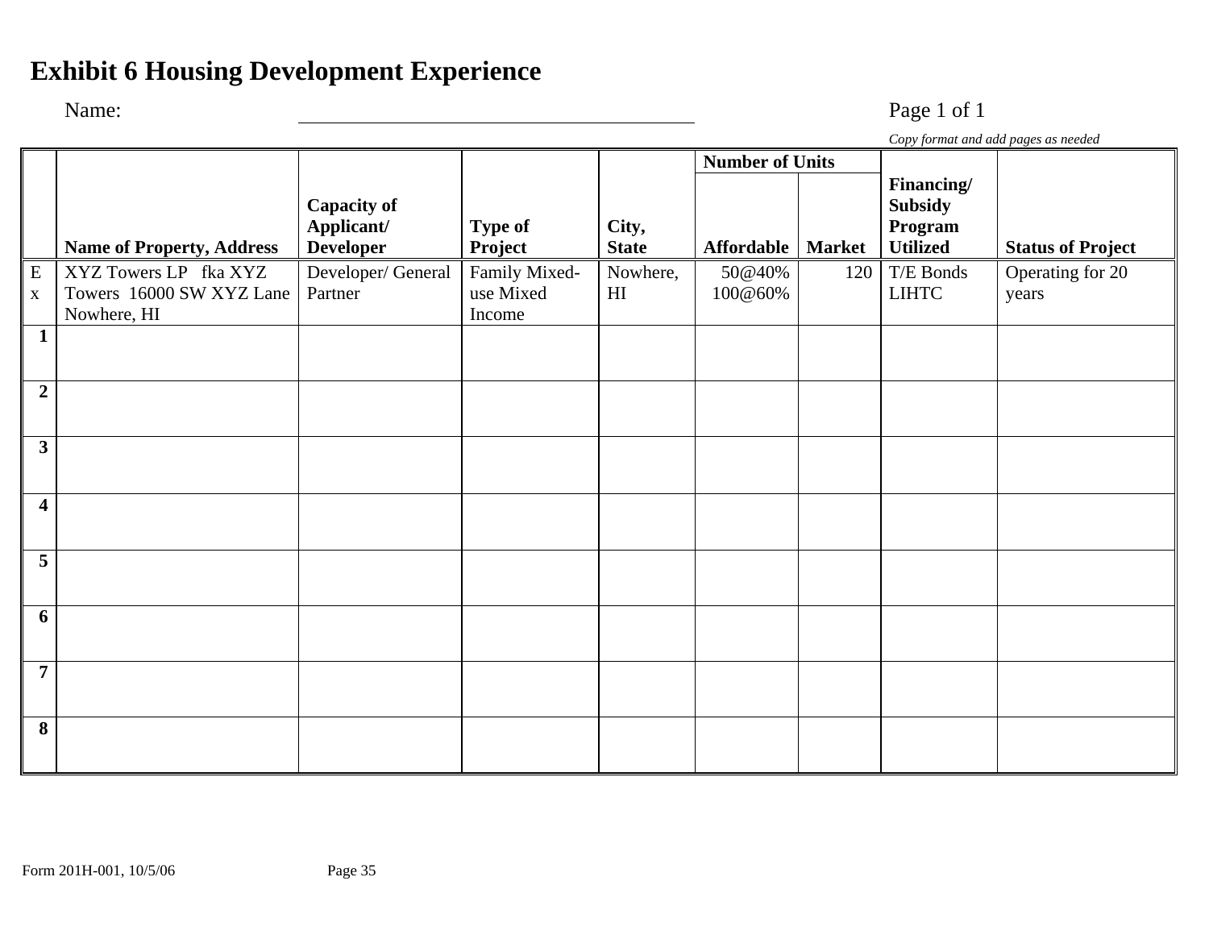# Exhibit 6 Housing Development Experience

Name: ______________________________ Page 1 of 1

*Copy format and add pages as needed*

| | Name of Property, Address | Capacity of Applicant/ Developer | Type of Project | City, State | Number of Units | | Financing/ Subsidy Program Utilized | Status of Project |
|---|---|---|---|---|---|---|---|---|
| | | | | | Affordable | Market | | |
| Ex | XYZ Towers LP fka XYZ Towers 16000 SW XYZ Lane Nowhere, HI | Developer/ General Partner | Family Mixed-use Mixed Income | Nowhere, HI | 50@40% 100@60% | 120 | T/E Bonds LIHTC | Operating for 20 years |
| 1 | | | | | | | | |
| 2 | | | | | | | | |
| 3 | | | | | | | | |
| 4 | | | | | | | | |
| 5 | | | | | | | | |
| 6 | | | | | | | | |
| 7 | | | | | | | | |
| 8 | | | | | | | | |

Form 201H-001, 10/5/06